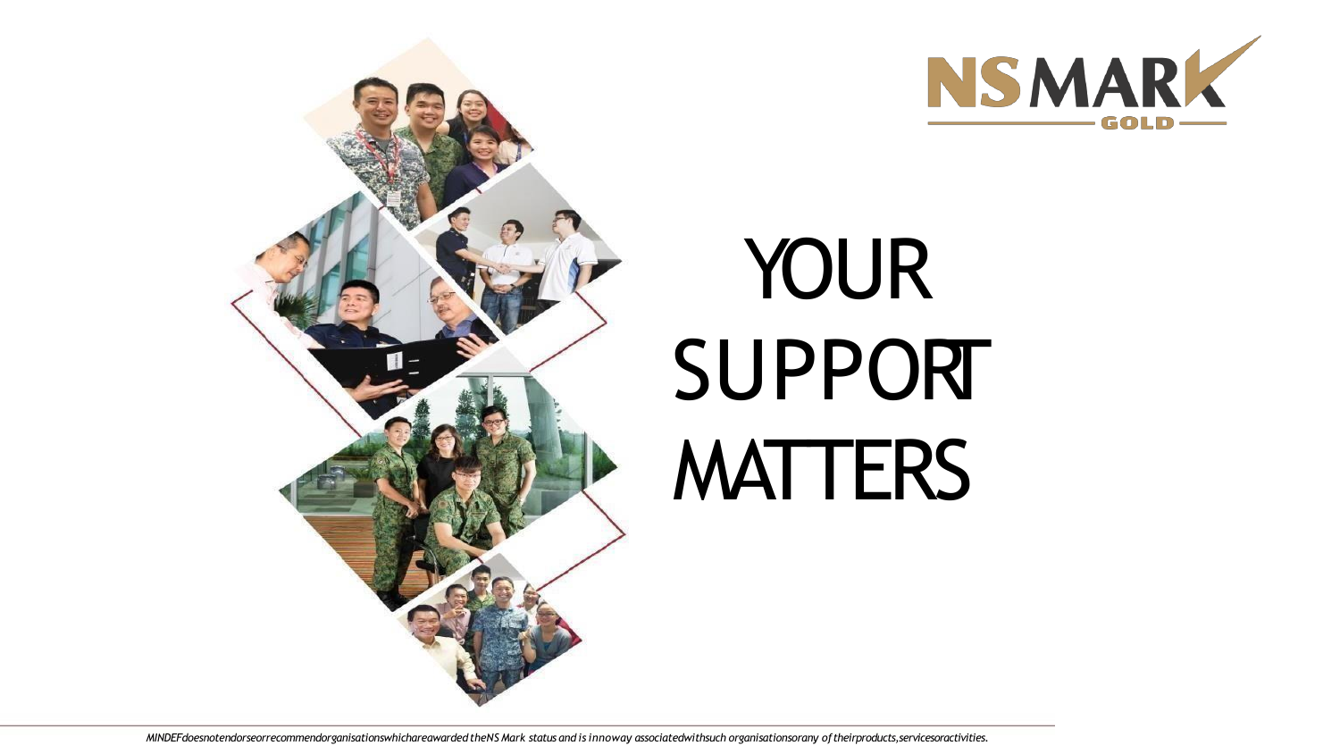NS MARK GOLD

# YOUR SUPPORT MATTERS

*MINDEF does not endorse or recommend organisations which are awarded the NS Mark status and is in no way associated with such organisations or any of their products, services or activities.*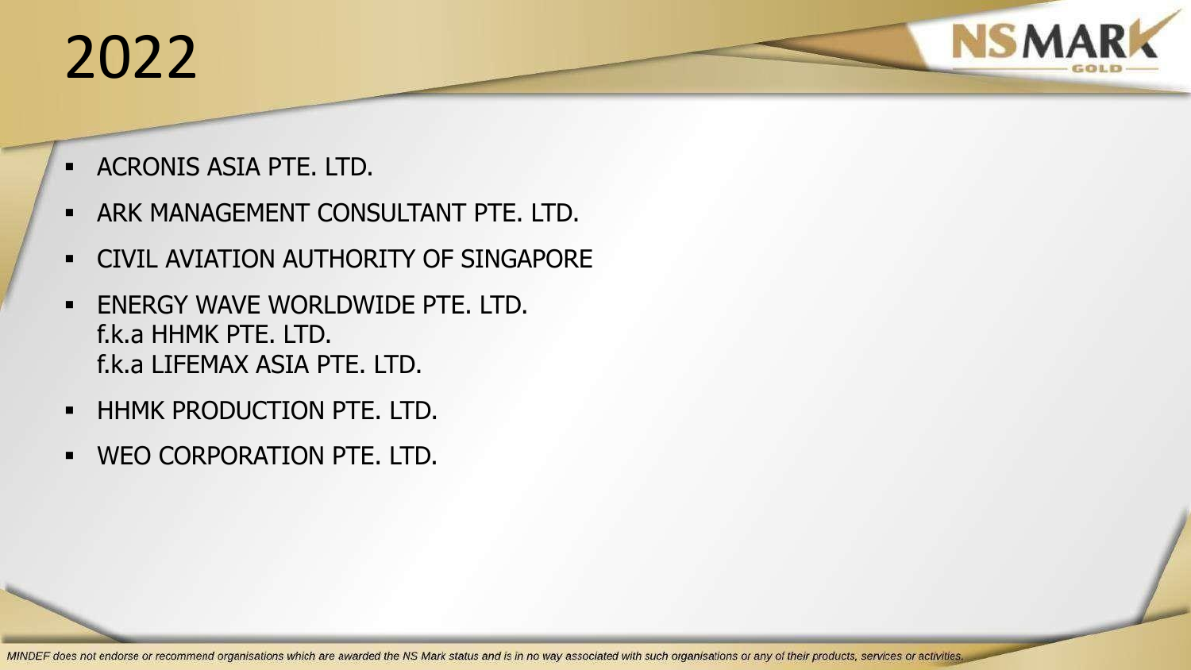# 2022

- ACRONIS ASIA PTE. LTD.
- ARK MANAGEMENT CONSULTANT PTE. LTD.
- CIVIL AVIATION AUTHORITY OF SINGAPORE
- ENERGY WAVE WORLDWIDE PTE. LTD.
  f.k.a HHMK PTE. LTD.
  f.k.a LIFEMAX ASIA PTE. LTD.
- HHMK PRODUCTION PTE. LTD.
- WEO CORPORATION PTE. LTD.

*MINDEF does not endorse or recommend organisations which are awarded the NS Mark status and is in no way associated with such organisations or any of their products, services or activities.*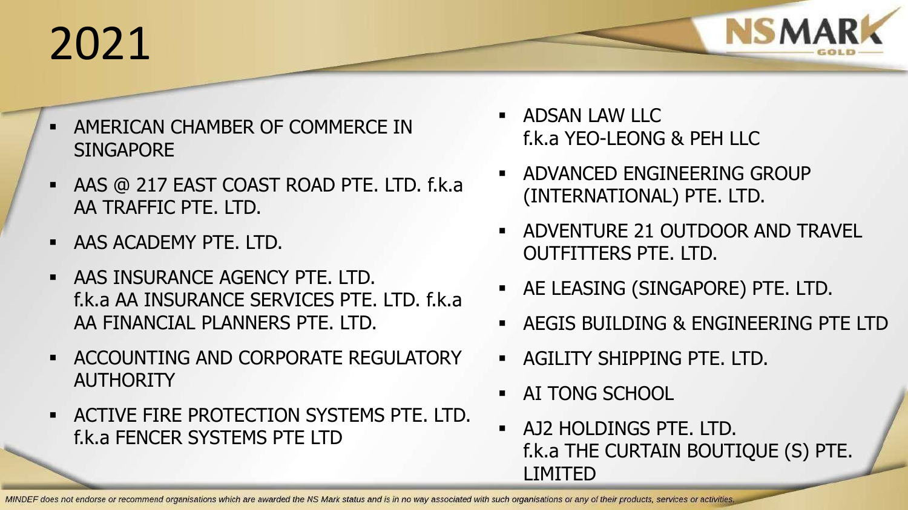# 2021

- AMERICAN CHAMBER OF COMMERCE IN SINGAPORE
- AAS @ 217 EAST COAST ROAD PTE. LTD. f.k.a AA TRAFFIC PTE. LTD.
- AAS ACADEMY PTE. LTD.
- AAS INSURANCE AGENCY PTE. LTD. f.k.a AA INSURANCE SERVICES PTE. LTD. f.k.a AA FINANCIAL PLANNERS PTE. LTD.
- ACCOUNTING AND CORPORATE REGULATORY AUTHORITY
- ACTIVE FIRE PROTECTION SYSTEMS PTE. LTD. f.k.a FENCER SYSTEMS PTE LTD
- ADSAN LAW LLC f.k.a YEO-LEONG & PEH LLC
- ADVANCED ENGINEERING GROUP (INTERNATIONAL) PTE. LTD.
- ADVENTURE 21 OUTDOOR AND TRAVEL OUTFITTERS PTE. LTD.
- AE LEASING (SINGAPORE) PTE. LTD.
- AEGIS BUILDING & ENGINEERING PTE LTD
- AGILITY SHIPPING PTE. LTD.
- AI TONG SCHOOL
- AJ2 HOLDINGS PTE. LTD. f.k.a THE CURTAIN BOUTIQUE (S) PTE. LIMITED

*MINDEF does not endorse or recommend organisations which are awarded the NS Mark status and is in no way associated with such organisations or any of their products, services or activities.*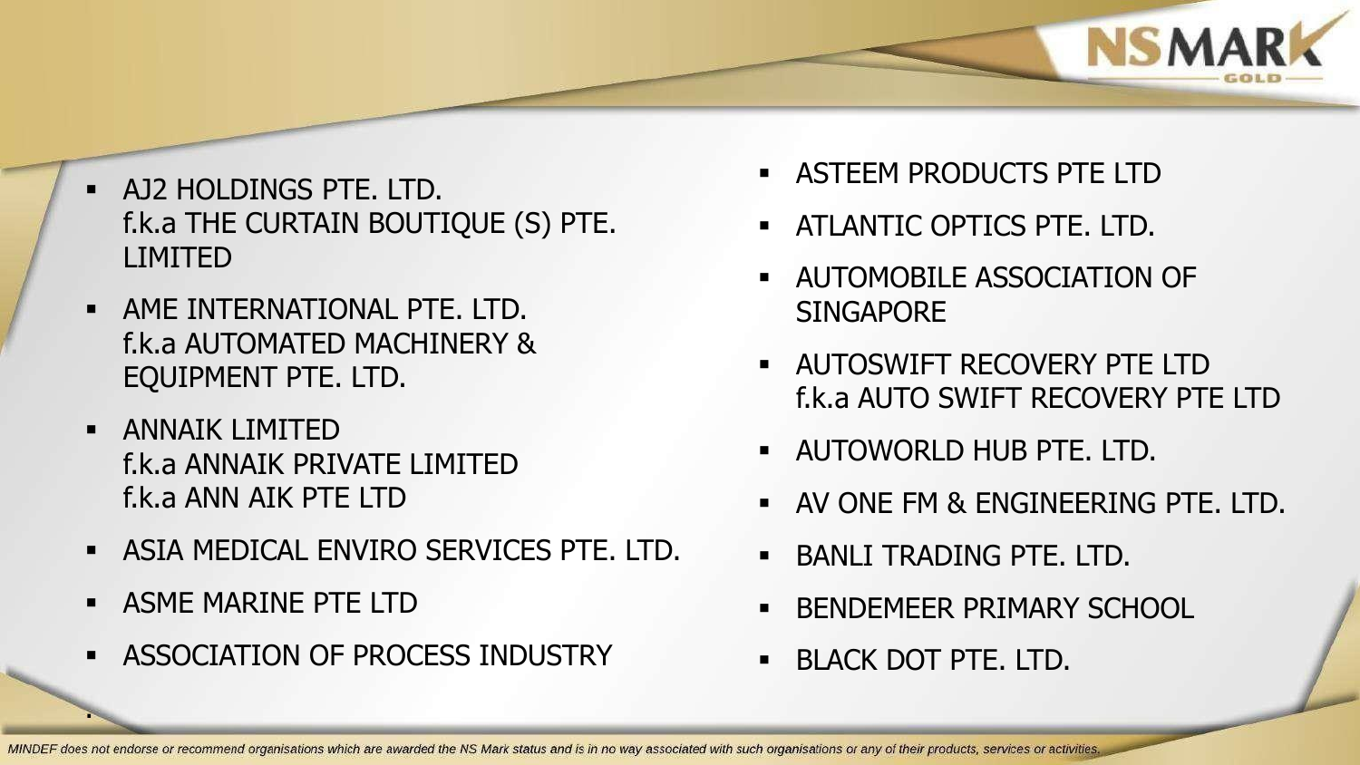- AJ2 HOLDINGS PTE. LTD.
  f.k.a THE CURTAIN BOUTIQUE (S) PTE. LIMITED
- AME INTERNATIONAL PTE. LTD.
  f.k.a AUTOMATED MACHINERY & EQUIPMENT PTE. LTD.
- ANNAIK LIMITED
  f.k.a ANNAIK PRIVATE LIMITED
  f.k.a ANN AIK PTE LTD
- ASIA MEDICAL ENVIRO SERVICES PTE. LTD.
- ASME MARINE PTE LTD
- ASSOCIATION OF PROCESS INDUSTRY
- ASTEEM PRODUCTS PTE LTD
- ATLANTIC OPTICS PTE. LTD.
- AUTOMOBILE ASSOCIATION OF SINGAPORE
- AUTOSWIFT RECOVERY PTE LTD
  f.k.a AUTO SWIFT RECOVERY PTE LTD
- AUTOWORLD HUB PTE. LTD.
- AV ONE FM & ENGINEERING PTE. LTD.
- BANLI TRADING PTE. LTD.
- BENDEMEER PRIMARY SCHOOL
- BLACK DOT PTE. LTD.

*MINDEF does not endorse or recommend organisations which are awarded the NS Mark status and is in no way associated with such organisations or any of their products, services or activities.*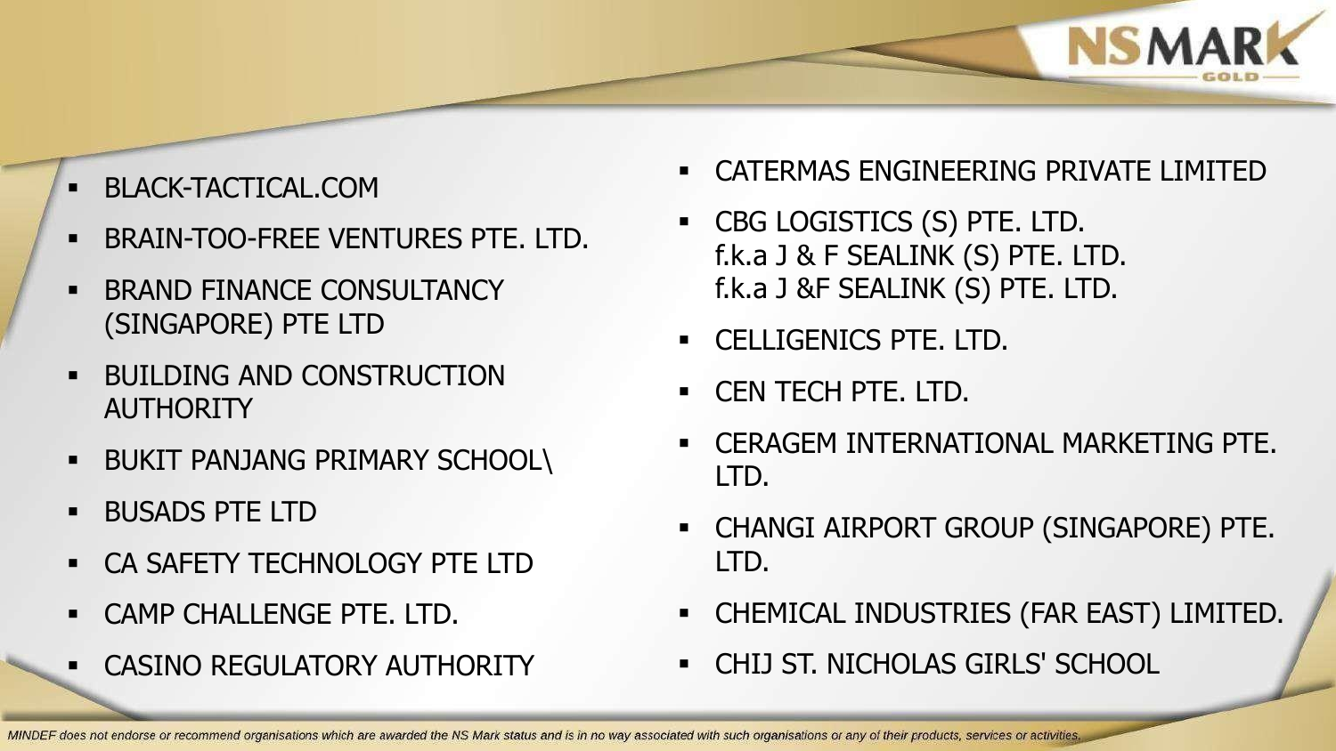- BLACK-TACTICAL.COM
- BRAIN-TOO-FREE VENTURES PTE. LTD.
- BRAND FINANCE CONSULTANCY (SINGAPORE) PTE LTD
- BUILDING AND CONSTRUCTION AUTHORITY
- BUKIT PANJANG PRIMARY SCHOOL\
- BUSADS PTE LTD
- CA SAFETY TECHNOLOGY PTE LTD
- CAMP CHALLENGE PTE. LTD.
- CASINO REGULATORY AUTHORITY
- CATERMAS ENGINEERING PRIVATE LIMITED
- CBG LOGISTICS (S) PTE. LTD.  
  f.k.a J & F SEALINK (S) PTE. LTD.  
  f.k.a J &F SEALINK (S) PTE. LTD.
- CELLIGENICS PTE. LTD.
- CEN TECH PTE. LTD.
- CERAGEM INTERNATIONAL MARKETING PTE. LTD.
- CHANGI AIRPORT GROUP (SINGAPORE) PTE. LTD.
- CHEMICAL INDUSTRIES (FAR EAST) LIMITED.
- CHIJ ST. NICHOLAS GIRLS' SCHOOL

*MINDEF does not endorse or recommend organisations which are awarded the NS Mark status and is in no way associated with such organisations or any of their products, services or activities.*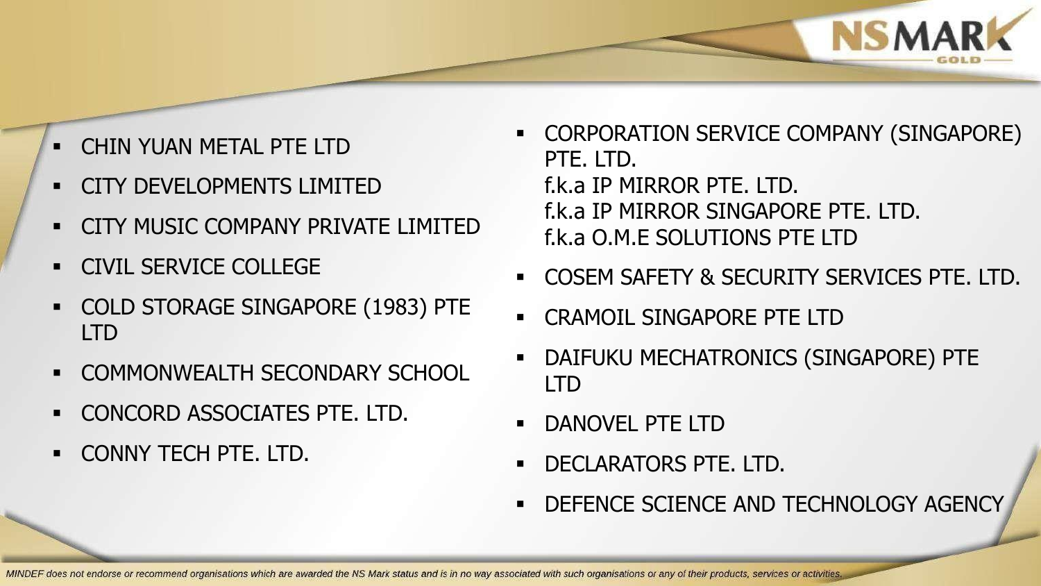- CHIN YUAN METAL PTE LTD
- CITY DEVELOPMENTS LIMITED
- CITY MUSIC COMPANY PRIVATE LIMITED
- CIVIL SERVICE COLLEGE
- COLD STORAGE SINGAPORE (1983) PTE LTD
- COMMONWEALTH SECONDARY SCHOOL
- CONCORD ASSOCIATES PTE. LTD.
- CONNY TECH PTE. LTD.
- CORPORATION SERVICE COMPANY (SINGAPORE) PTE. LTD.
  f.k.a IP MIRROR PTE. LTD.
  f.k.a IP MIRROR SINGAPORE PTE. LTD.
  f.k.a O.M.E SOLUTIONS PTE LTD
- COSEM SAFETY & SECURITY SERVICES PTE. LTD.
- CRAMOIL SINGAPORE PTE LTD
- DAIFUKU MECHATRONICS (SINGAPORE) PTE LTD
- DANOVEL PTE LTD
- DECLARATORS PTE. LTD.
- DEFENCE SCIENCE AND TECHNOLOGY AGENCY

*MINDEF does not endorse or recommend organisations which are awarded the NS Mark status and is in no way associated with such organisations or any of their products, services or activities.*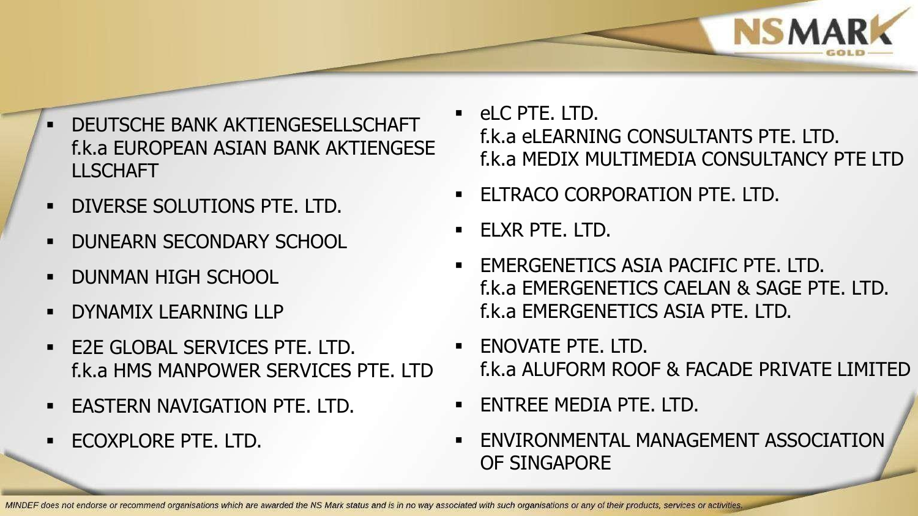- DEUTSCHE BANK AKTIENGESELLSCHAFT f.k.a EUROPEAN ASIAN BANK AKTIENGESE LLSCHAFT
- DIVERSE SOLUTIONS PTE. LTD.
- DUNEARN SECONDARY SCHOOL
- DUNMAN HIGH SCHOOL
- DYNAMIX LEARNING LLP
- E2E GLOBAL SERVICES PTE. LTD. f.k.a HMS MANPOWER SERVICES PTE. LTD
- EASTERN NAVIGATION PTE. LTD.
- ECOXPLORE PTE. LTD.
- eLC PTE. LTD. f.k.a eLEARNING CONSULTANTS PTE. LTD. f.k.a MEDIX MULTIMEDIA CONSULTANCY PTE LTD
- ELTRACO CORPORATION PTE. LTD.
- ELXR PTE. LTD.
- EMERGENETICS ASIA PACIFIC PTE. LTD. f.k.a EMERGENETICS CAELAN & SAGE PTE. LTD. f.k.a EMERGENETICS ASIA PTE. LTD.
- ENOVATE PTE. LTD. f.k.a ALUFORM ROOF & FACADE PRIVATE LIMITED
- ENTREE MEDIA PTE. LTD.
- ENVIRONMENTAL MANAGEMENT ASSOCIATION OF SINGAPORE

*MINDEF does not endorse or recommend organisations which are awarded the NS Mark status and is in no way associated with such organisations or any of their products, services or activities.*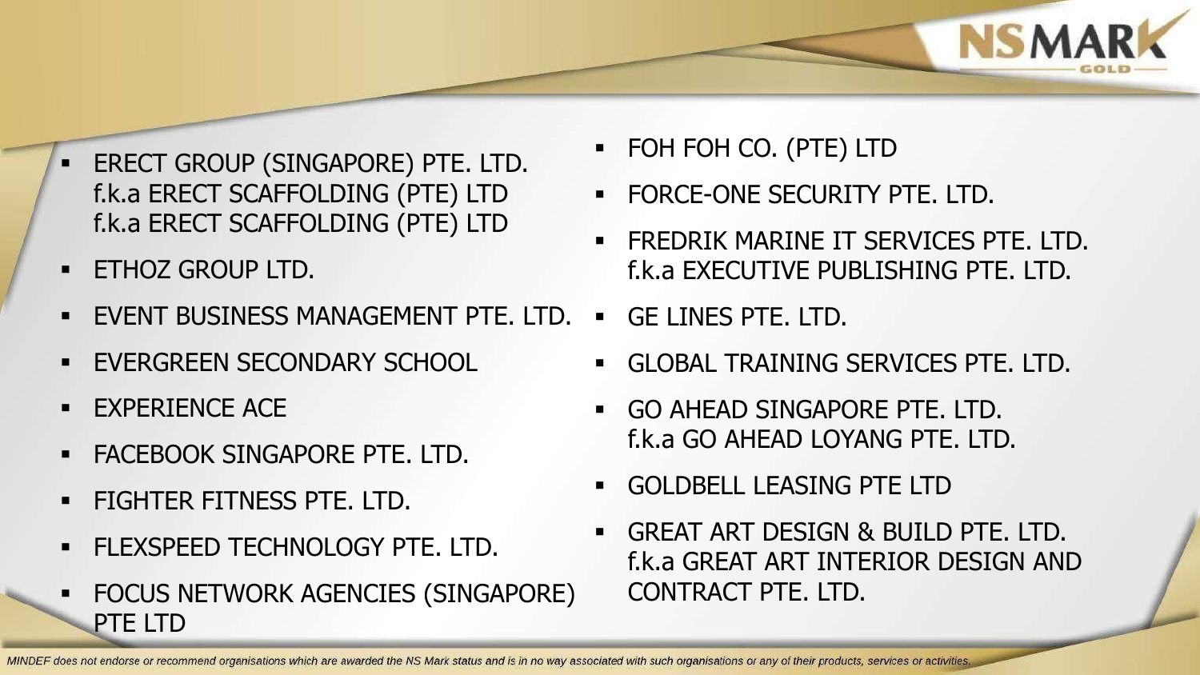- ERECT GROUP (SINGAPORE) PTE. LTD. f.k.a ERECT SCAFFOLDING (PTE) LTD f.k.a ERECT SCAFFOLDING (PTE) LTD
- ETHOZ GROUP LTD.
- EVENT BUSINESS MANAGEMENT PTE. LTD.
- EVERGREEN SECONDARY SCHOOL
- EXPERIENCE ACE
- FACEBOOK SINGAPORE PTE. LTD.
- FIGHTER FITNESS PTE. LTD.
- FLEXSPEED TECHNOLOGY PTE. LTD.
- FOCUS NETWORK AGENCIES (SINGAPORE) PTE LTD
- FOH FOH CO. (PTE) LTD
- FORCE-ONE SECURITY PTE. LTD.
- FREDRIK MARINE IT SERVICES PTE. LTD. f.k.a EXECUTIVE PUBLISHING PTE. LTD.
- GE LINES PTE. LTD.
- GLOBAL TRAINING SERVICES PTE. LTD.
- GO AHEAD SINGAPORE PTE. LTD. f.k.a GO AHEAD LOYANG PTE. LTD.
- GOLDBELL LEASING PTE LTD
- GREAT ART DESIGN & BUILD PTE. LTD. f.k.a GREAT ART INTERIOR DESIGN AND CONTRACT PTE. LTD.

*MINDEF does not endorse or recommend organisations which are awarded the NS Mark status and is in no way associated with such organisations or any of their products, services or activities.*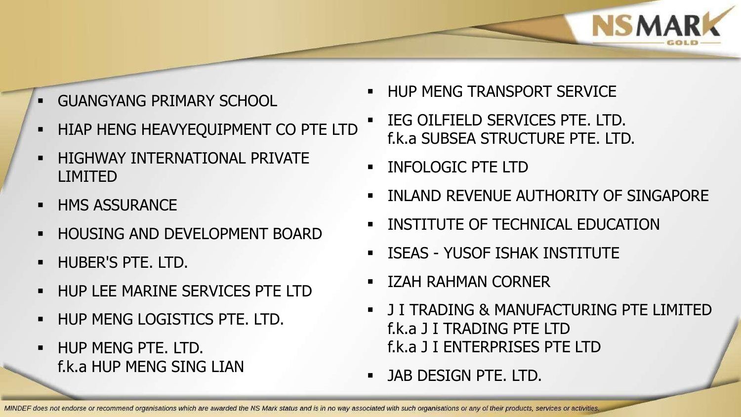- GUANGYANG PRIMARY SCHOOL
- HIAP HENG HEAVYEQUIPMENT CO PTE LTD
- HIGHWAY INTERNATIONAL PRIVATE LIMITED
- HMS ASSURANCE
- HOUSING AND DEVELOPMENT BOARD
- HUBER'S PTE. LTD.
- HUP LEE MARINE SERVICES PTE LTD
- HUP MENG LOGISTICS PTE. LTD.
- HUP MENG PTE. LTD.
  f.k.a HUP MENG SING LIAN
- HUP MENG TRANSPORT SERVICE
- IEG OILFIELD SERVICES PTE. LTD.
  f.k.a SUBSEA STRUCTURE PTE. LTD.
- INFOLOGIC PTE LTD
- INLAND REVENUE AUTHORITY OF SINGAPORE
- INSTITUTE OF TECHNICAL EDUCATION
- ISEAS - YUSOF ISHAK INSTITUTE
- IZAH RAHMAN CORNER
- J I TRADING & MANUFACTURING PTE LIMITED
  f.k.a J I TRADING PTE LTD
  f.k.a J I ENTERPRISES PTE LTD
- JAB DESIGN PTE. LTD.

*MINDEF does not endorse or recommend organisations which are awarded the NS Mark status and is in no way associated with such organisations or any of their products, services or activities.*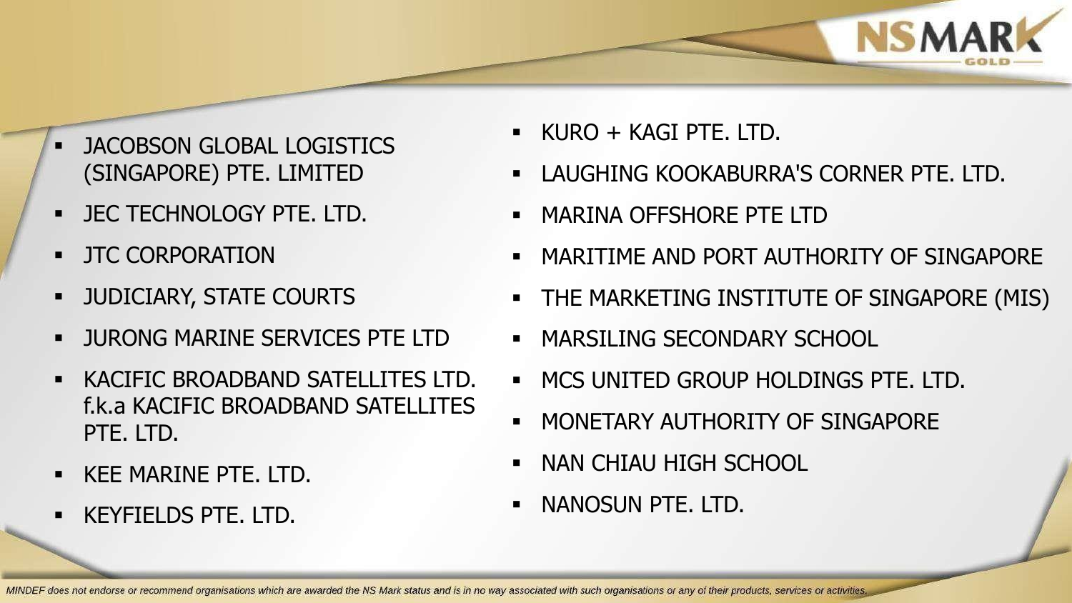- JACOBSON GLOBAL LOGISTICS (SINGAPORE) PTE. LIMITED
- JEC TECHNOLOGY PTE. LTD.
- JTC CORPORATION
- JUDICIARY, STATE COURTS
- JURONG MARINE SERVICES PTE LTD
- KACIFIC BROADBAND SATELLITES LTD. f.k.a KACIFIC BROADBAND SATELLITES PTE. LTD.
- KEE MARINE PTE. LTD.
- KEYFIELDS PTE. LTD.
- KURO + KAGI PTE. LTD.
- LAUGHING KOOKABURRA'S CORNER PTE. LTD.
- MARINA OFFSHORE PTE LTD
- MARITIME AND PORT AUTHORITY OF SINGAPORE
- THE MARKETING INSTITUTE OF SINGAPORE (MIS)
- MARSILING SECONDARY SCHOOL
- MCS UNITED GROUP HOLDINGS PTE. LTD.
- MONETARY AUTHORITY OF SINGAPORE
- NAN CHIAU HIGH SCHOOL
- NANOSUN PTE. LTD.

*MINDEF does not endorse or recommend organisations which are awarded the NS Mark status and is in no way associated with such organisations or any of their products, services or activities.*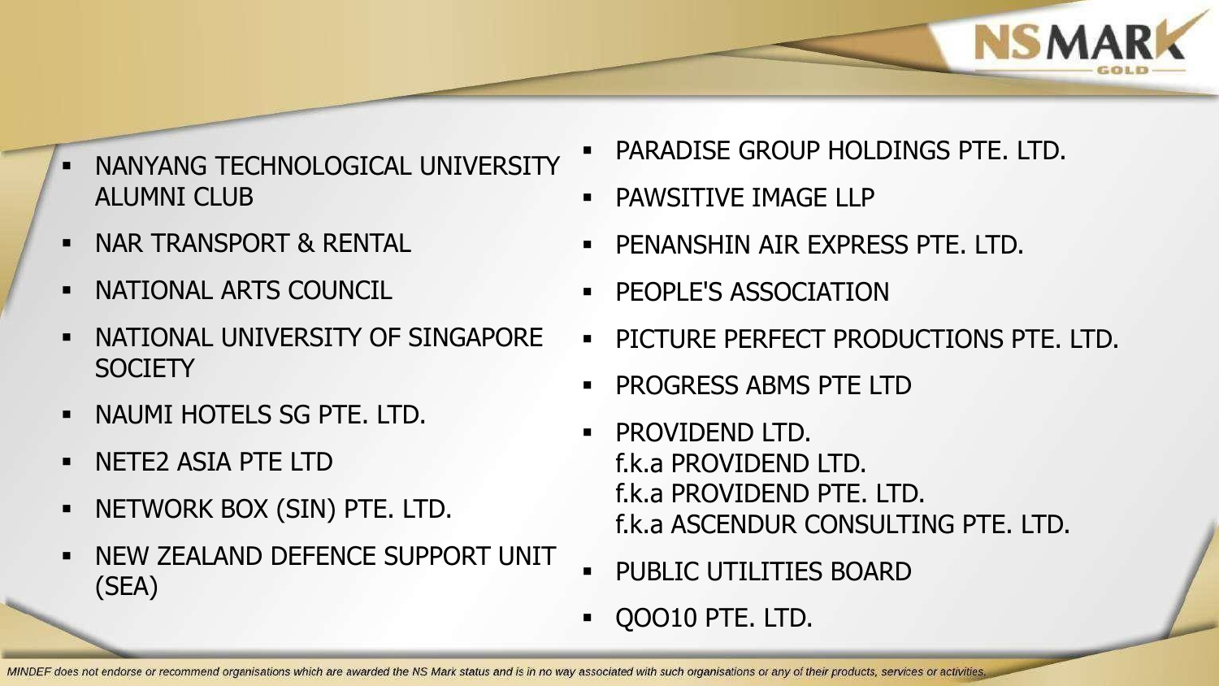- NANYANG TECHNOLOGICAL UNIVERSITY ALUMNI CLUB
- NAR TRANSPORT & RENTAL
- NATIONAL ARTS COUNCIL
- NATIONAL UNIVERSITY OF SINGAPORE SOCIETY
- NAUMI HOTELS SG PTE. LTD.
- NETE2 ASIA PTE LTD
- NETWORK BOX (SIN) PTE. LTD.
- NEW ZEALAND DEFENCE SUPPORT UNIT (SEA)
- PARADISE GROUP HOLDINGS PTE. LTD.
- PAWSITIVE IMAGE LLP
- PENANSHIN AIR EXPRESS PTE. LTD.
- PEOPLE'S ASSOCIATION
- PICTURE PERFECT PRODUCTIONS PTE. LTD.
- PROGRESS ABMS PTE LTD
- PROVIDEND LTD.
  f.k.a PROVIDEND LTD.
  f.k.a PROVIDEND PTE. LTD.
  f.k.a ASCENDUR CONSULTING PTE. LTD.
- PUBLIC UTILITIES BOARD
- QOO10 PTE. LTD.

*MINDEF does not endorse or recommend organisations which are awarded the NS Mark status and is in no way associated with such organisations or any of their products, services or activities.*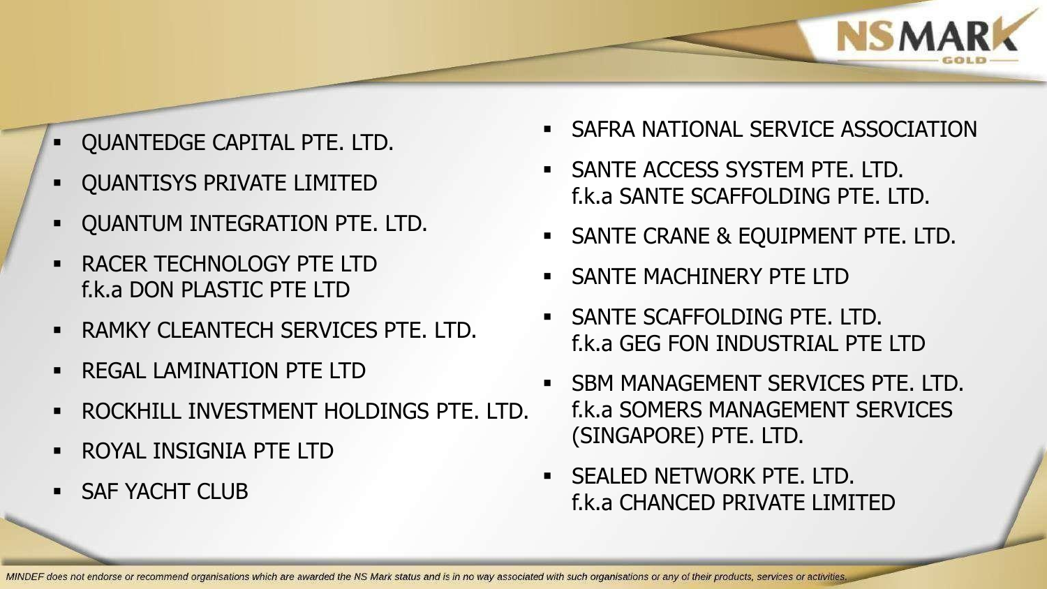- QUANTEDGE CAPITAL PTE. LTD.
- QUANTISYS PRIVATE LIMITED
- QUANTUM INTEGRATION PTE. LTD.
- RACER TECHNOLOGY PTE LTD
  f.k.a DON PLASTIC PTE LTD
- RAMKY CLEANTECH SERVICES PTE. LTD.
- REGAL LAMINATION PTE LTD
- ROCKHILL INVESTMENT HOLDINGS PTE. LTD.
- ROYAL INSIGNIA PTE LTD
- SAF YACHT CLUB
- SAFRA NATIONAL SERVICE ASSOCIATION
- SANTE ACCESS SYSTEM PTE. LTD.
  f.k.a SANTE SCAFFOLDING PTE. LTD.
- SANTE CRANE & EQUIPMENT PTE. LTD.
- SANTE MACHINERY PTE LTD
- SANTE SCAFFOLDING PTE. LTD.
  f.k.a GEG FON INDUSTRIAL PTE LTD
- SBM MANAGEMENT SERVICES PTE. LTD.
  f.k.a SOMERS MANAGEMENT SERVICES (SINGAPORE) PTE. LTD.
- SEALED NETWORK PTE. LTD.
  f.k.a CHANCED PRIVATE LIMITED

*MINDEF does not endorse or recommend organisations which are awarded the NS Mark status and is in no way associated with such organisations or any of their products, services or activities.*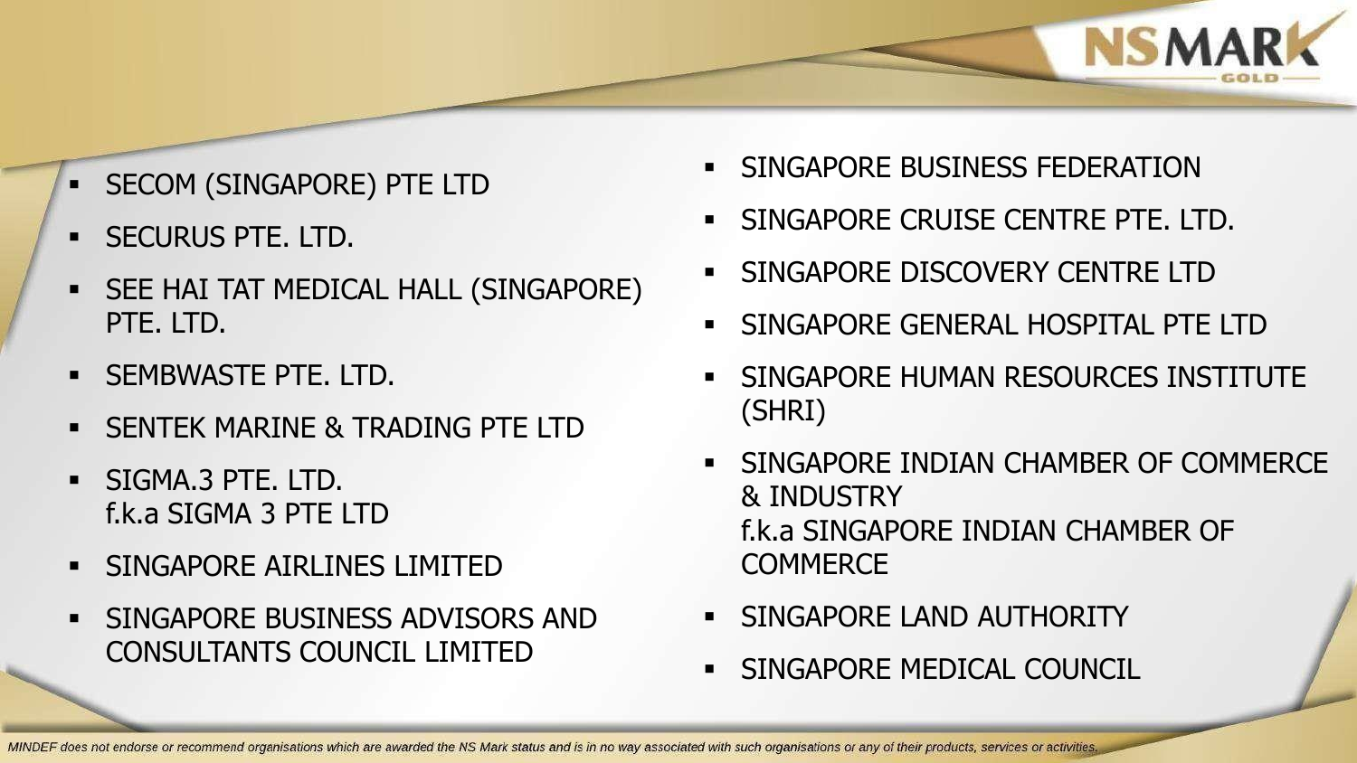- SECOM (SINGAPORE) PTE LTD
- SECURUS PTE. LTD.
- SEE HAI TAT MEDICAL HALL (SINGAPORE) PTE. LTD.
- SEMBWASTE PTE. LTD.
- SENTEK MARINE & TRADING PTE LTD
- SIGMA.3 PTE. LTD.
  f.k.a SIGMA 3 PTE LTD
- SINGAPORE AIRLINES LIMITED
- SINGAPORE BUSINESS ADVISORS AND CONSULTANTS COUNCIL LIMITED
- SINGAPORE BUSINESS FEDERATION
- SINGAPORE CRUISE CENTRE PTE. LTD.
- SINGAPORE DISCOVERY CENTRE LTD
- SINGAPORE GENERAL HOSPITAL PTE LTD
- SINGAPORE HUMAN RESOURCES INSTITUTE (SHRI)
- SINGAPORE INDIAN CHAMBER OF COMMERCE & INDUSTRY
  f.k.a SINGAPORE INDIAN CHAMBER OF COMMERCE
- SINGAPORE LAND AUTHORITY
- SINGAPORE MEDICAL COUNCIL

*MINDEF does not endorse or recommend organisations which are awarded the NS Mark status and is in no way associated with such organisations or any of their products, services or activities.*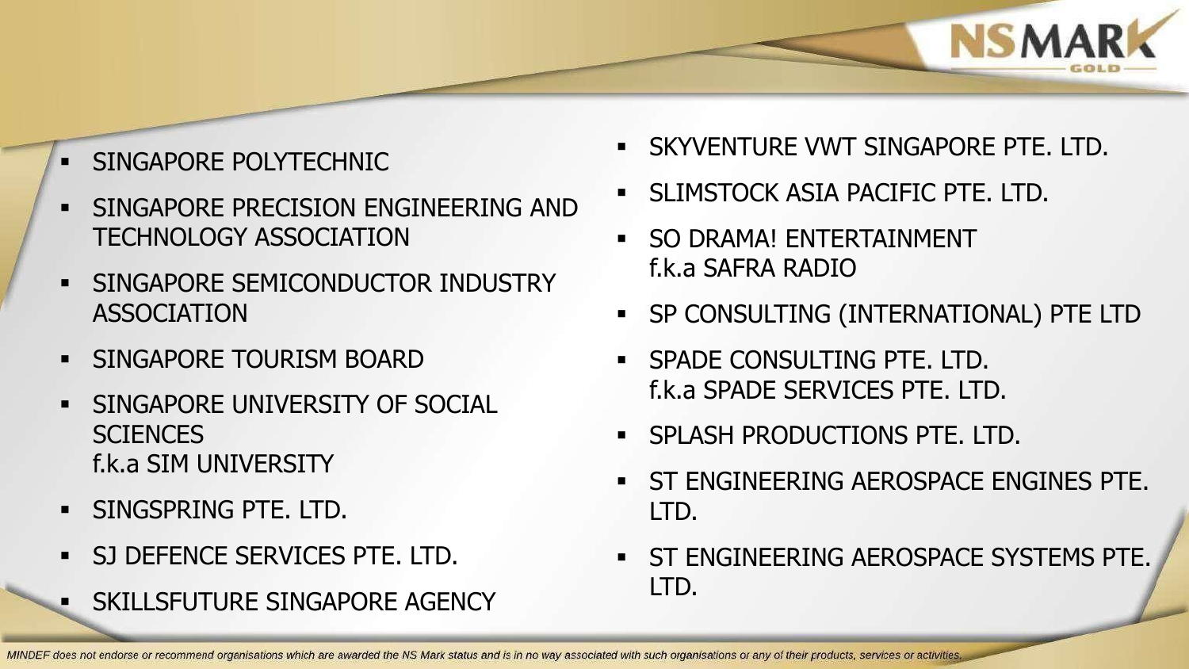- SINGAPORE POLYTECHNIC
- SINGAPORE PRECISION ENGINEERING AND TECHNOLOGY ASSOCIATION
- SINGAPORE SEMICONDUCTOR INDUSTRY ASSOCIATION
- SINGAPORE TOURISM BOARD
- SINGAPORE UNIVERSITY OF SOCIAL SCIENCES
  f.k.a SIM UNIVERSITY
- SINGSPRING PTE. LTD.
- SJ DEFENCE SERVICES PTE. LTD.
- SKILLSFUTURE SINGAPORE AGENCY
- SKYVENTURE VWT SINGAPORE PTE. LTD.
- SLIMSTOCK ASIA PACIFIC PTE. LTD.
- SO DRAMA! ENTERTAINMENT
  f.k.a SAFRA RADIO
- SP CONSULTING (INTERNATIONAL) PTE LTD
- SPADE CONSULTING PTE. LTD.
  f.k.a SPADE SERVICES PTE. LTD.
- SPLASH PRODUCTIONS PTE. LTD.
- ST ENGINEERING AEROSPACE ENGINES PTE. LTD.
- ST ENGINEERING AEROSPACE SYSTEMS PTE. LTD.

*MINDEF does not endorse or recommend organisations which are awarded the NS Mark status and is in no way associated with such organisations or any of their products, services or activities.*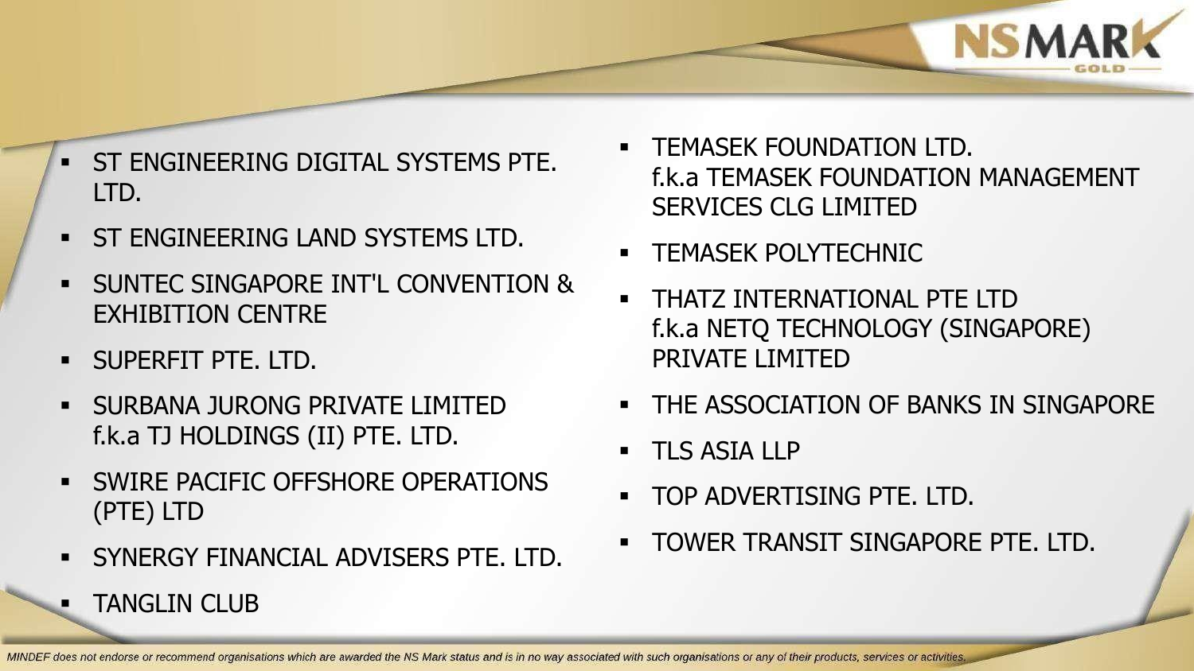- ST ENGINEERING DIGITAL SYSTEMS PTE. LTD.
- ST ENGINEERING LAND SYSTEMS LTD.
- SUNTEC SINGAPORE INT'L CONVENTION & EXHIBITION CENTRE
- SUPERFIT PTE. LTD.
- SURBANA JURONG PRIVATE LIMITED
  f.k.a TJ HOLDINGS (II) PTE. LTD.
- SWIRE PACIFIC OFFSHORE OPERATIONS (PTE) LTD
- SYNERGY FINANCIAL ADVISERS PTE. LTD.
- TANGLIN CLUB
- TEMASEK FOUNDATION LTD.
  f.k.a TEMASEK FOUNDATION MANAGEMENT SERVICES CLG LIMITED
- TEMASEK POLYTECHNIC
- THATZ INTERNATIONAL PTE LTD
  f.k.a NETQ TECHNOLOGY (SINGAPORE) PRIVATE LIMITED
- THE ASSOCIATION OF BANKS IN SINGAPORE
- TLS ASIA LLP
- TOP ADVERTISING PTE. LTD.
- TOWER TRANSIT SINGAPORE PTE. LTD.

*MINDEF does not endorse or recommend organisations which are awarded the NS Mark status and is in no way associated with such organisations or any of their products, services or activities.*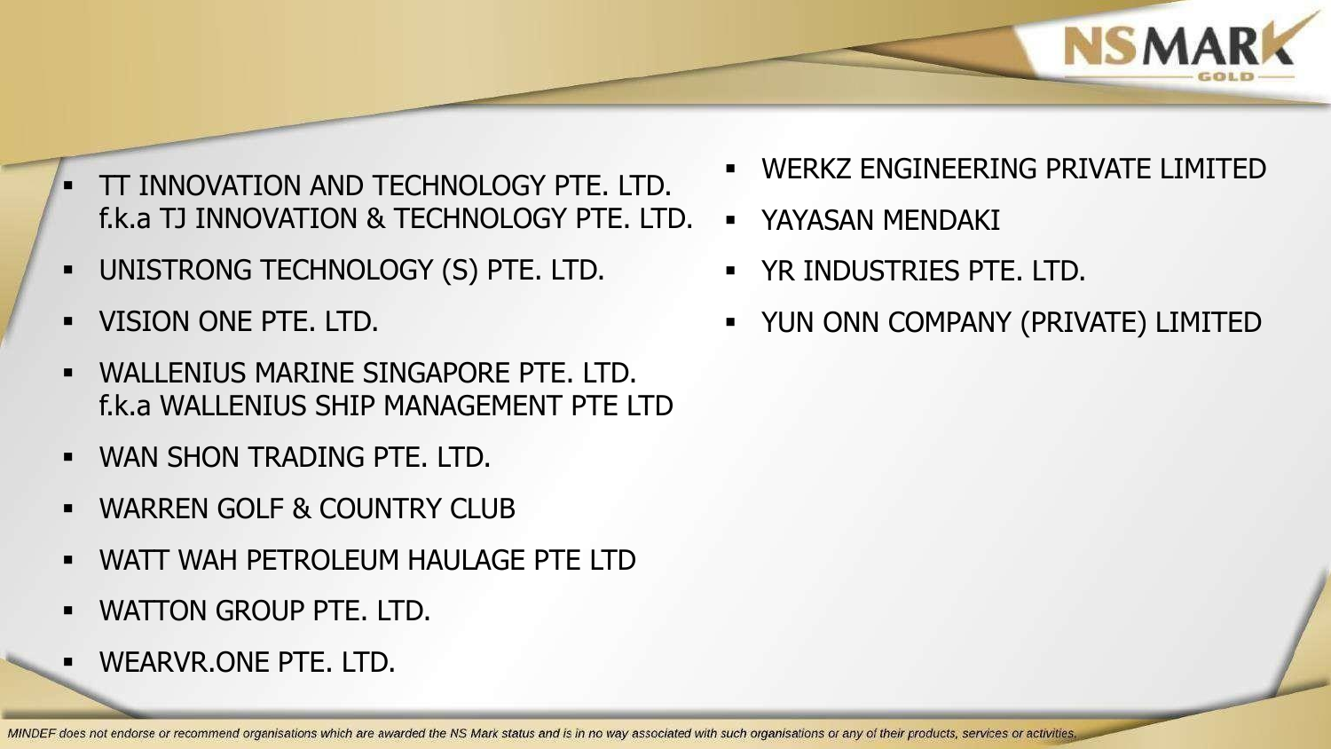- TT INNOVATION AND TECHNOLOGY PTE. LTD. f.k.a TJ INNOVATION & TECHNOLOGY PTE. LTD.
- UNISTRONG TECHNOLOGY (S) PTE. LTD.
- VISION ONE PTE. LTD.
- WALLENIUS MARINE SINGAPORE PTE. LTD. f.k.a WALLENIUS SHIP MANAGEMENT PTE LTD
- WAN SHON TRADING PTE. LTD.
- WARREN GOLF & COUNTRY CLUB
- WATT WAH PETROLEUM HAULAGE PTE LTD
- WATTON GROUP PTE. LTD.
- WEARVR.ONE PTE. LTD.
- WERKZ ENGINEERING PRIVATE LIMITED
- YAYASAN MENDAKI
- YR INDUSTRIES PTE. LTD.
- YUN ONN COMPANY (PRIVATE) LIMITED

*MINDEF does not endorse or recommend organisations which are awarded the NS Mark status and is in no way associated with such organisations or any of their products, services or activities.*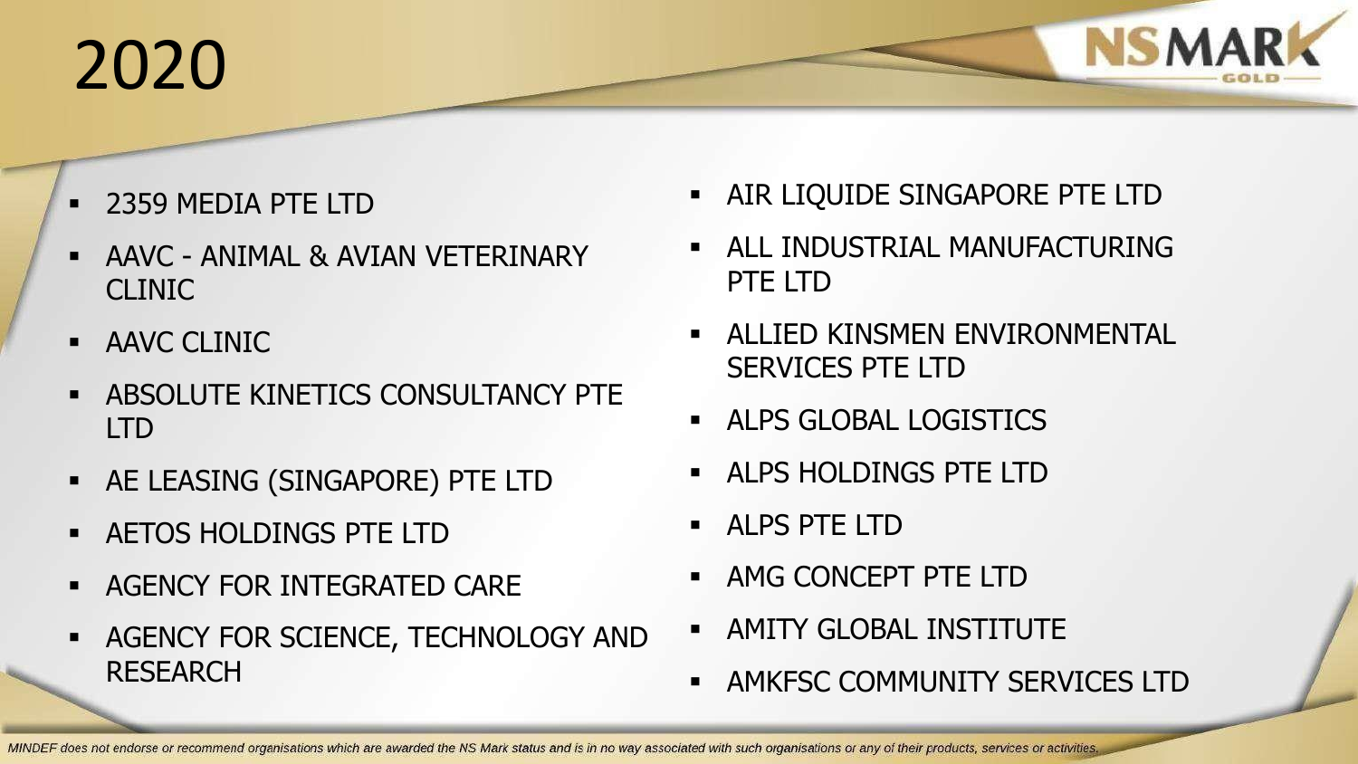# 2020

- 2359 MEDIA PTE LTD
- AAVC - ANIMAL & AVIAN VETERINARY CLINIC
- AAVC CLINIC
- ABSOLUTE KINETICS CONSULTANCY PTE LTD
- AE LEASING (SINGAPORE) PTE LTD
- AETOS HOLDINGS PTE LTD
- AGENCY FOR INTEGRATED CARE
- AGENCY FOR SCIENCE, TECHNOLOGY AND RESEARCH
- AIR LIQUIDE SINGAPORE PTE LTD
- ALL INDUSTRIAL MANUFACTURING PTE LTD
- ALLIED KINSMEN ENVIRONMENTAL SERVICES PTE LTD
- ALPS GLOBAL LOGISTICS
- ALPS HOLDINGS PTE LTD
- ALPS PTE LTD
- AMG CONCEPT PTE LTD
- AMITY GLOBAL INSTITUTE
- AMKFSC COMMUNITY SERVICES LTD

*MINDEF does not endorse or recommend organisations which are awarded the NS Mark status and is in no way associated with such organisations or any of their products, services or activities.*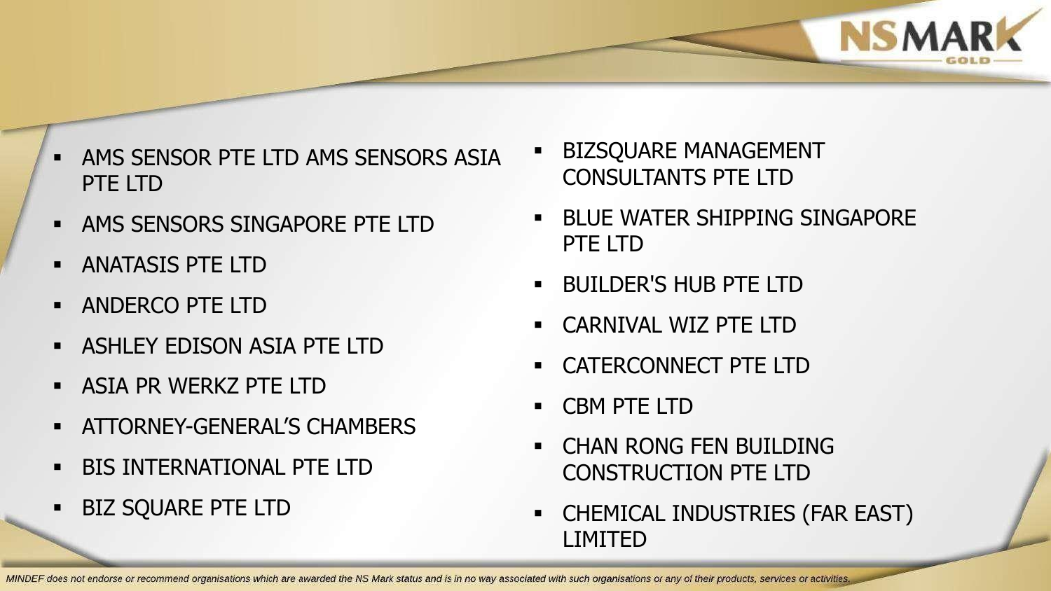- AMS SENSOR PTE LTD AMS SENSORS ASIA PTE LTD
- AMS SENSORS SINGAPORE PTE LTD
- ANATASIS PTE LTD
- ANDERCO PTE LTD
- ASHLEY EDISON ASIA PTE LTD
- ASIA PR WERKZ PTE LTD
- ATTORNEY-GENERAL'S CHAMBERS
- BIS INTERNATIONAL PTE LTD
- BIZ SQUARE PTE LTD
- BIZSQUARE MANAGEMENT CONSULTANTS PTE LTD
- BLUE WATER SHIPPING SINGAPORE PTE LTD
- BUILDER'S HUB PTE LTD
- CARNIVAL WIZ PTE LTD
- CATERCONNECT PTE LTD
- CBM PTE LTD
- CHAN RONG FEN BUILDING CONSTRUCTION PTE LTD
- CHEMICAL INDUSTRIES (FAR EAST) LIMITED

*MINDEF does not endorse or recommend organisations which are awarded the NS Mark status and is in no way associated with such organisations or any of their products, services or activities.*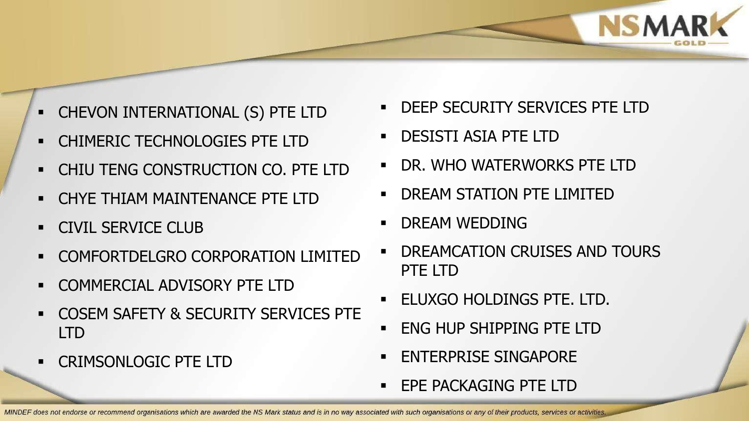- CHEVON INTERNATIONAL (S) PTE LTD
- CHIMERIC TECHNOLOGIES PTE LTD
- CHIU TENG CONSTRUCTION CO. PTE LTD
- CHYE THIAM MAINTENANCE PTE LTD
- CIVIL SERVICE CLUB
- COMFORTDELGRO CORPORATION LIMITED
- COMMERCIAL ADVISORY PTE LTD
- COSEM SAFETY & SECURITY SERVICES PTE LTD
- CRIMSONLOGIC PTE LTD
- DEEP SECURITY SERVICES PTE LTD
- DESISTI ASIA PTE LTD
- DR. WHO WATERWORKS PTE LTD
- DREAM STATION PTE LIMITED
- DREAM WEDDING
- DREAMCATION CRUISES AND TOURS PTE LTD
- ELUXGO HOLDINGS PTE. LTD.
- ENG HUP SHIPPING PTE LTD
- ENTERPRISE SINGAPORE
- EPE PACKAGING PTE LTD

*MINDEF does not endorse or recommend organisations which are awarded the NS Mark status and is in no way associated with such organisations or any of their products, services or activities.*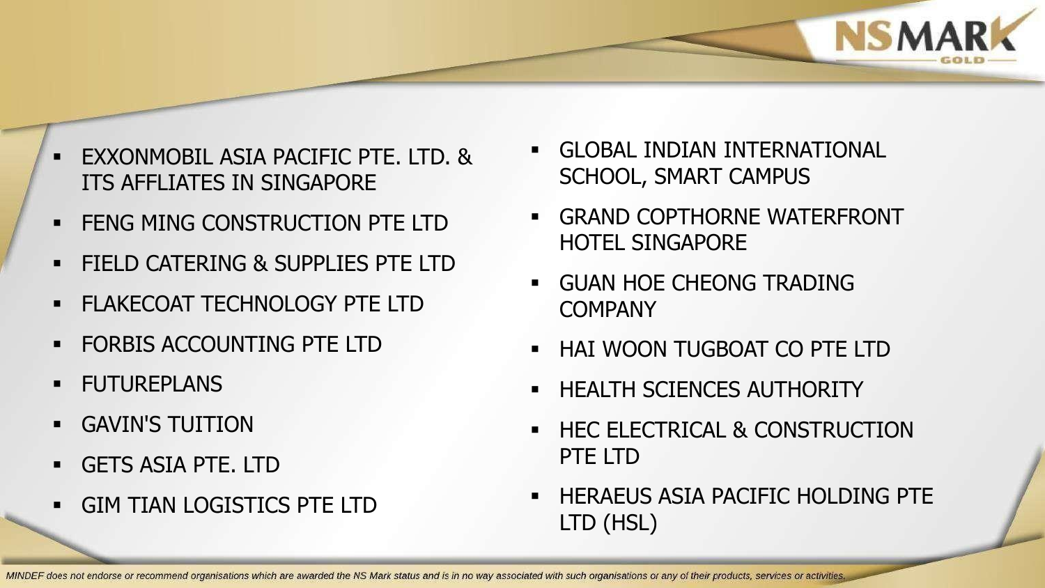- EXXONMOBIL ASIA PACIFIC PTE. LTD. & ITS AFFLIATES IN SINGAPORE
- FENG MING CONSTRUCTION PTE LTD
- FIELD CATERING & SUPPLIES PTE LTD
- FLAKECOAT TECHNOLOGY PTE LTD
- FORBIS ACCOUNTING PTE LTD
- FUTUREPLANS
- GAVIN'S TUITION
- GETS ASIA PTE. LTD
- GIM TIAN LOGISTICS PTE LTD
- GLOBAL INDIAN INTERNATIONAL SCHOOL, SMART CAMPUS
- GRAND COPTHORNE WATERFRONT HOTEL SINGAPORE
- GUAN HOE CHEONG TRADING COMPANY
- HAI WOON TUGBOAT CO PTE LTD
- HEALTH SCIENCES AUTHORITY
- HEC ELECTRICAL & CONSTRUCTION PTE LTD
- HERAEUS ASIA PACIFIC HOLDING PTE LTD (HSL)

*MINDEF does not endorse or recommend organisations which are awarded the NS Mark status and is in no way associated with such organisations or any of their products, services or activities.*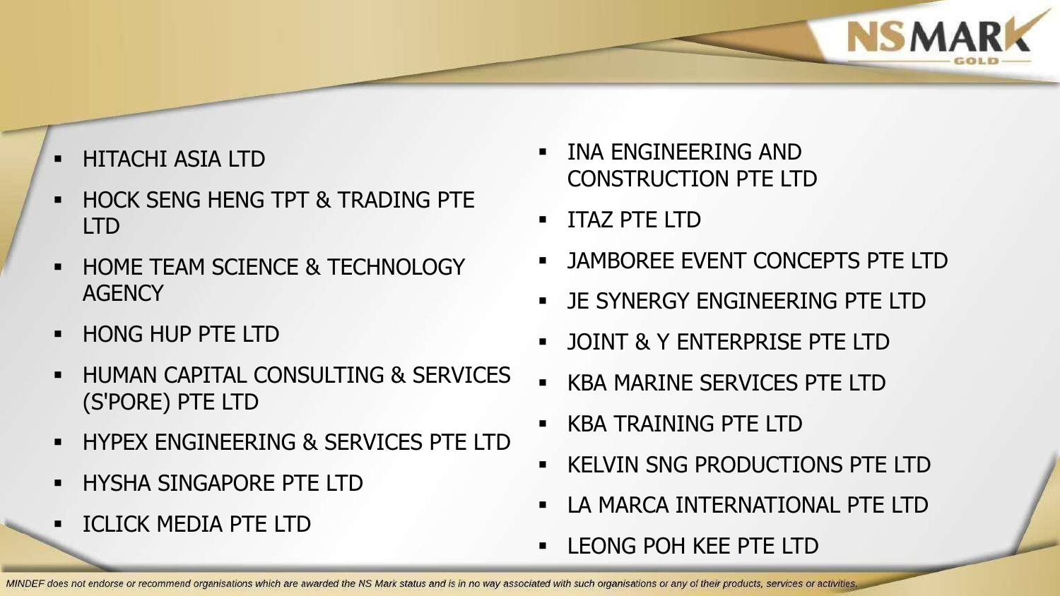- HITACHI ASIA LTD
- HOCK SENG HENG TPT & TRADING PTE LTD
- HOME TEAM SCIENCE & TECHNOLOGY AGENCY
- HONG HUP PTE LTD
- HUMAN CAPITAL CONSULTING & SERVICES (S'PORE) PTE LTD
- HYPEX ENGINEERING & SERVICES PTE LTD
- HYSHA SINGAPORE PTE LTD
- ICLICK MEDIA PTE LTD
- INA ENGINEERING AND CONSTRUCTION PTE LTD
- ITAZ PTE LTD
- JAMBOREE EVENT CONCEPTS PTE LTD
- JE SYNERGY ENGINEERING PTE LTD
- JOINT & Y ENTERPRISE PTE LTD
- KBA MARINE SERVICES PTE LTD
- KBA TRAINING PTE LTD
- KELVIN SNG PRODUCTIONS PTE LTD
- LA MARCA INTERNATIONAL PTE LTD
- LEONG POH KEE PTE LTD

*MINDEF does not endorse or recommend organisations which are awarded the NS Mark status and is in no way associated with such organisations or any of their products, services or activities.*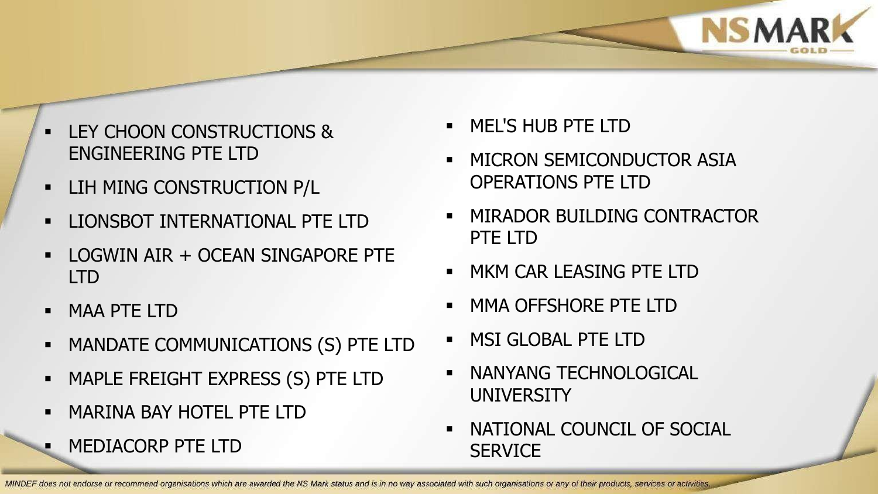- LEY CHOON CONSTRUCTIONS & ENGINEERING PTE LTD
- LIH MING CONSTRUCTION P/L
- LIONSBOT INTERNATIONAL PTE LTD
- LOGWIN AIR + OCEAN SINGAPORE PTE LTD
- MAA PTE LTD
- MANDATE COMMUNICATIONS (S) PTE LTD
- MAPLE FREIGHT EXPRESS (S) PTE LTD
- MARINA BAY HOTEL PTE LTD
- MEDIACORP PTE LTD
- MEL'S HUB PTE LTD
- MICRON SEMICONDUCTOR ASIA OPERATIONS PTE LTD
- MIRADOR BUILDING CONTRACTOR PTE LTD
- MKM CAR LEASING PTE LTD
- MMA OFFSHORE PTE LTD
- MSI GLOBAL PTE LTD
- NANYANG TECHNOLOGICAL UNIVERSITY
- NATIONAL COUNCIL OF SOCIAL SERVICE

*MINDEF does not endorse or recommend organisations which are awarded the NS Mark status and is in no way associated with such organisations or any of their products, services or activities.*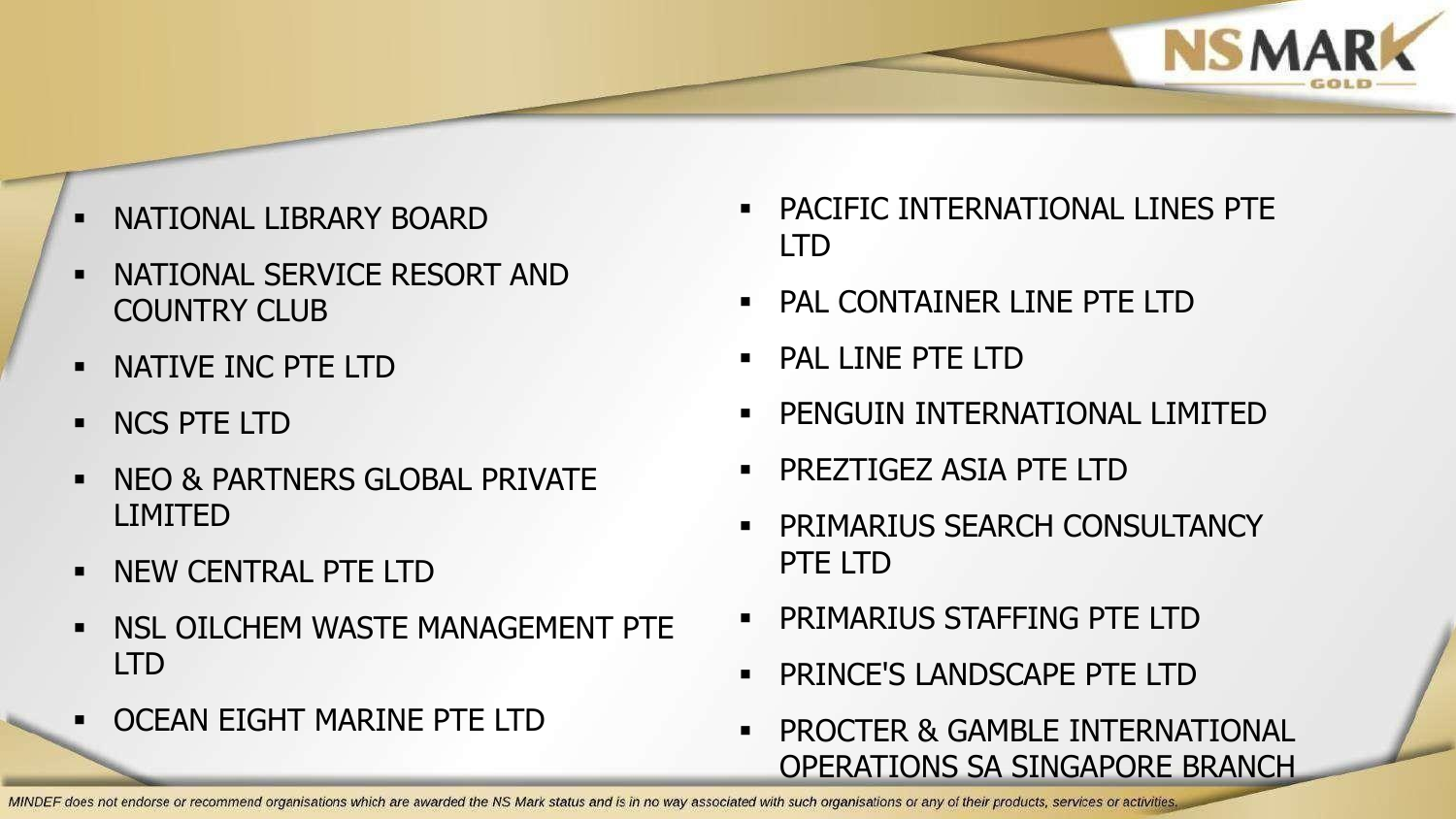- NATIONAL LIBRARY BOARD
- NATIONAL SERVICE RESORT AND COUNTRY CLUB
- NATIVE INC PTE LTD
- NCS PTE LTD
- NEO & PARTNERS GLOBAL PRIVATE LIMITED
- NEW CENTRAL PTE LTD
- NSL OILCHEM WASTE MANAGEMENT PTE LTD
- OCEAN EIGHT MARINE PTE LTD
- PACIFIC INTERNATIONAL LINES PTE LTD
- PAL CONTAINER LINE PTE LTD
- PAL LINE PTE LTD
- PENGUIN INTERNATIONAL LIMITED
- PREZTIGEZ ASIA PTE LTD
- PRIMARIUS SEARCH CONSULTANCY PTE LTD
- PRIMARIUS STAFFING PTE LTD
- PRINCE'S LANDSCAPE PTE LTD
- PROCTER & GAMBLE INTERNATIONAL OPERATIONS SA SINGAPORE BRANCH

*MINDEF does not endorse or recommend organisations which are awarded the NS Mark status and is in no way associated with such organisations or any of their products, services or activities.*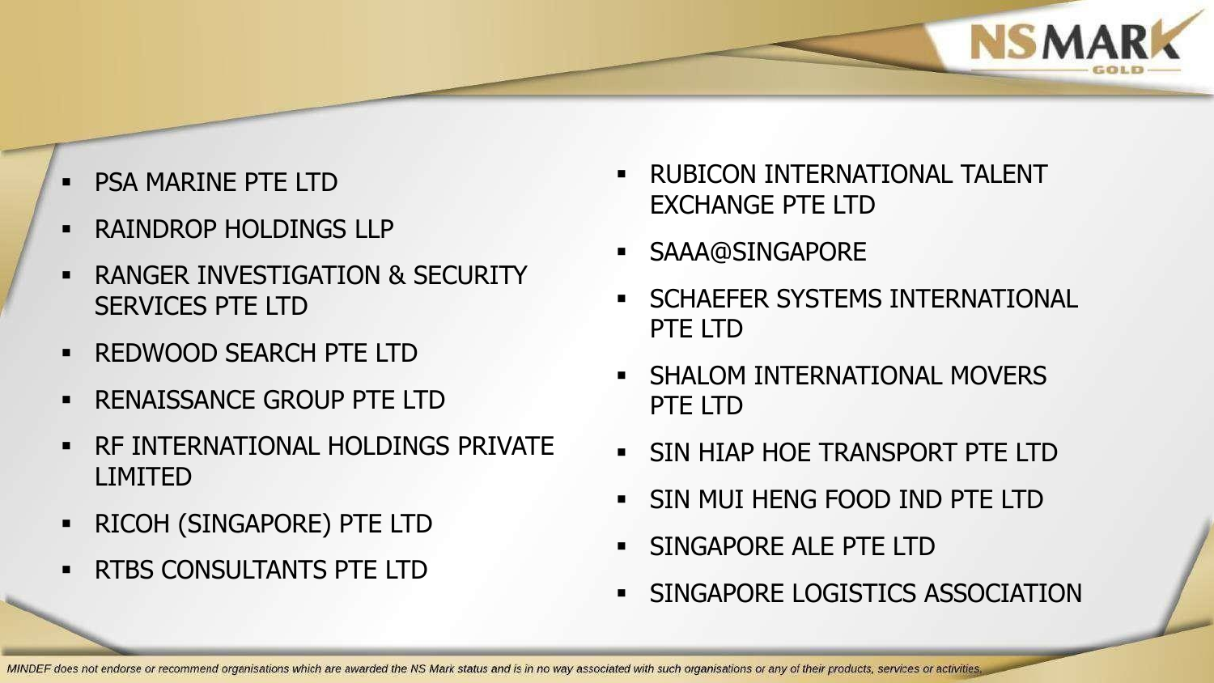- PSA MARINE PTE LTD
- RAINDROP HOLDINGS LLP
- RANGER INVESTIGATION & SECURITY SERVICES PTE LTD
- REDWOOD SEARCH PTE LTD
- RENAISSANCE GROUP PTE LTD
- RF INTERNATIONAL HOLDINGS PRIVATE LIMITED
- RICOH (SINGAPORE) PTE LTD
- RTBS CONSULTANTS PTE LTD
- RUBICON INTERNATIONAL TALENT EXCHANGE PTE LTD
- SAAA@SINGAPORE
- SCHAEFER SYSTEMS INTERNATIONAL PTE LTD
- SHALOM INTERNATIONAL MOVERS PTE LTD
- SIN HIAP HOE TRANSPORT PTE LTD
- SIN MUI HENG FOOD IND PTE LTD
- SINGAPORE ALE PTE LTD
- SINGAPORE LOGISTICS ASSOCIATION

*MINDEF does not endorse or recommend organisations which are awarded the NS Mark status and is in no way associated with such organisations or any of their products, services or activities.*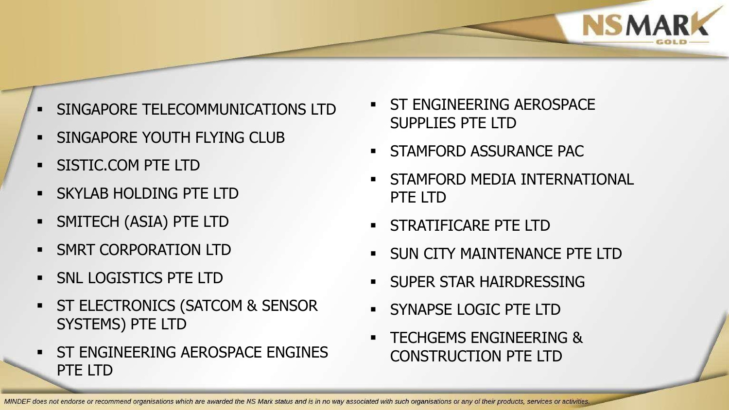- SINGAPORE TELECOMMUNICATIONS LTD
- SINGAPORE YOUTH FLYING CLUB
- SISTIC.COM PTE LTD
- SKYLAB HOLDING PTE LTD
- SMITECH (ASIA) PTE LTD
- SMRT CORPORATION LTD
- SNL LOGISTICS PTE LTD
- ST ELECTRONICS (SATCOM & SENSOR SYSTEMS) PTE LTD
- ST ENGINEERING AEROSPACE ENGINES PTE LTD
- ST ENGINEERING AEROSPACE SUPPLIES PTE LTD
- STAMFORD ASSURANCE PAC
- STAMFORD MEDIA INTERNATIONAL PTE LTD
- STRATIFICARE PTE LTD
- SUN CITY MAINTENANCE PTE LTD
- SUPER STAR HAIRDRESSING
- SYNAPSE LOGIC PTE LTD
- TECHGEMS ENGINEERING & CONSTRUCTION PTE LTD

*MINDEF does not endorse or recommend organisations which are awarded the NS Mark status and is in no way associated with such organisations or any of their products, services or activities.*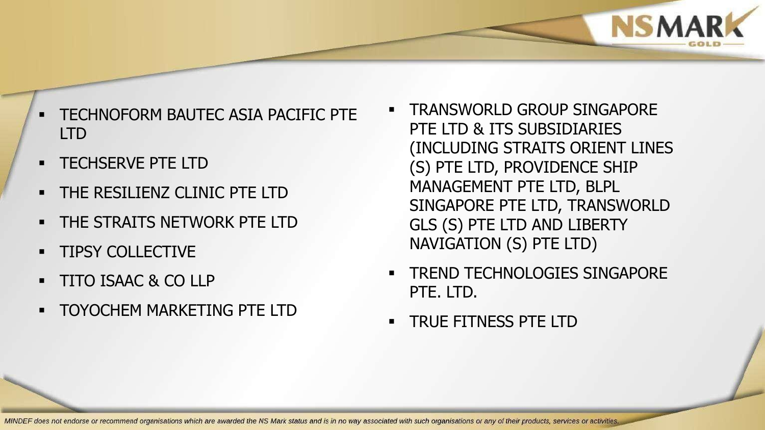- TECHNOFORM BAUTEC ASIA PACIFIC PTE LTD
- TECHSERVE PTE LTD
- THE RESILIENZ CLINIC PTE LTD
- THE STRAITS NETWORK PTE LTD
- TIPSY COLLECTIVE
- TITO ISAAC & CO LLP
- TOYOCHEM MARKETING PTE LTD
- TRANSWORLD GROUP SINGAPORE PTE LTD & ITS SUBSIDIARIES (INCLUDING STRAITS ORIENT LINES (S) PTE LTD, PROVIDENCE SHIP MANAGEMENT PTE LTD, BLPL SINGAPORE PTE LTD, TRANSWORLD GLS (S) PTE LTD AND LIBERTY NAVIGATION (S) PTE LTD)
- TREND TECHNOLOGIES SINGAPORE PTE. LTD.
- TRUE FITNESS PTE LTD

*MINDEF does not endorse or recommend organisations which are awarded the NS Mark status and is in no way associated with such organisations or any of their products, services or activities.*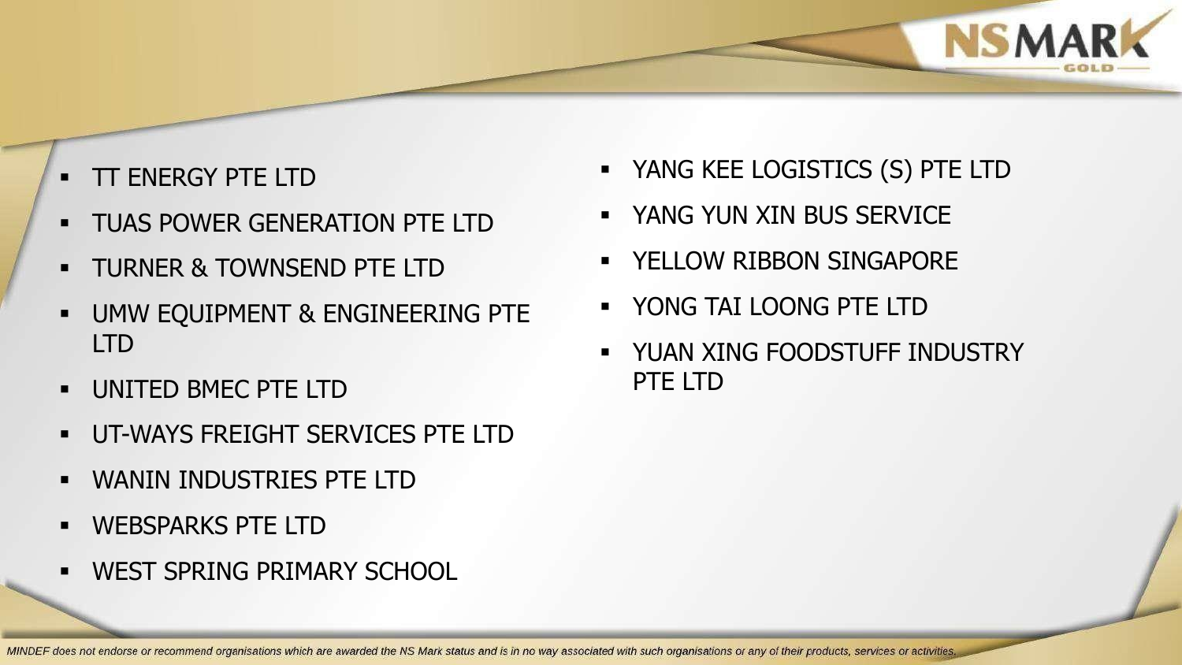- TT ENERGY PTE LTD
- TUAS POWER GENERATION PTE LTD
- TURNER & TOWNSEND PTE LTD
- UMW EQUIPMENT & ENGINEERING PTE LTD
- UNITED BMEC PTE LTD
- UT-WAYS FREIGHT SERVICES PTE LTD
- WANIN INDUSTRIES PTE LTD
- WEBSPARKS PTE LTD
- WEST SPRING PRIMARY SCHOOL
- YANG KEE LOGISTICS (S) PTE LTD
- YANG YUN XIN BUS SERVICE
- YELLOW RIBBON SINGAPORE
- YONG TAI LOONG PTE LTD
- YUAN XING FOODSTUFF INDUSTRY PTE LTD

*MINDEF does not endorse or recommend organisations which are awarded the NS Mark status and is in no way associated with such organisations or any of their products, services or activities.*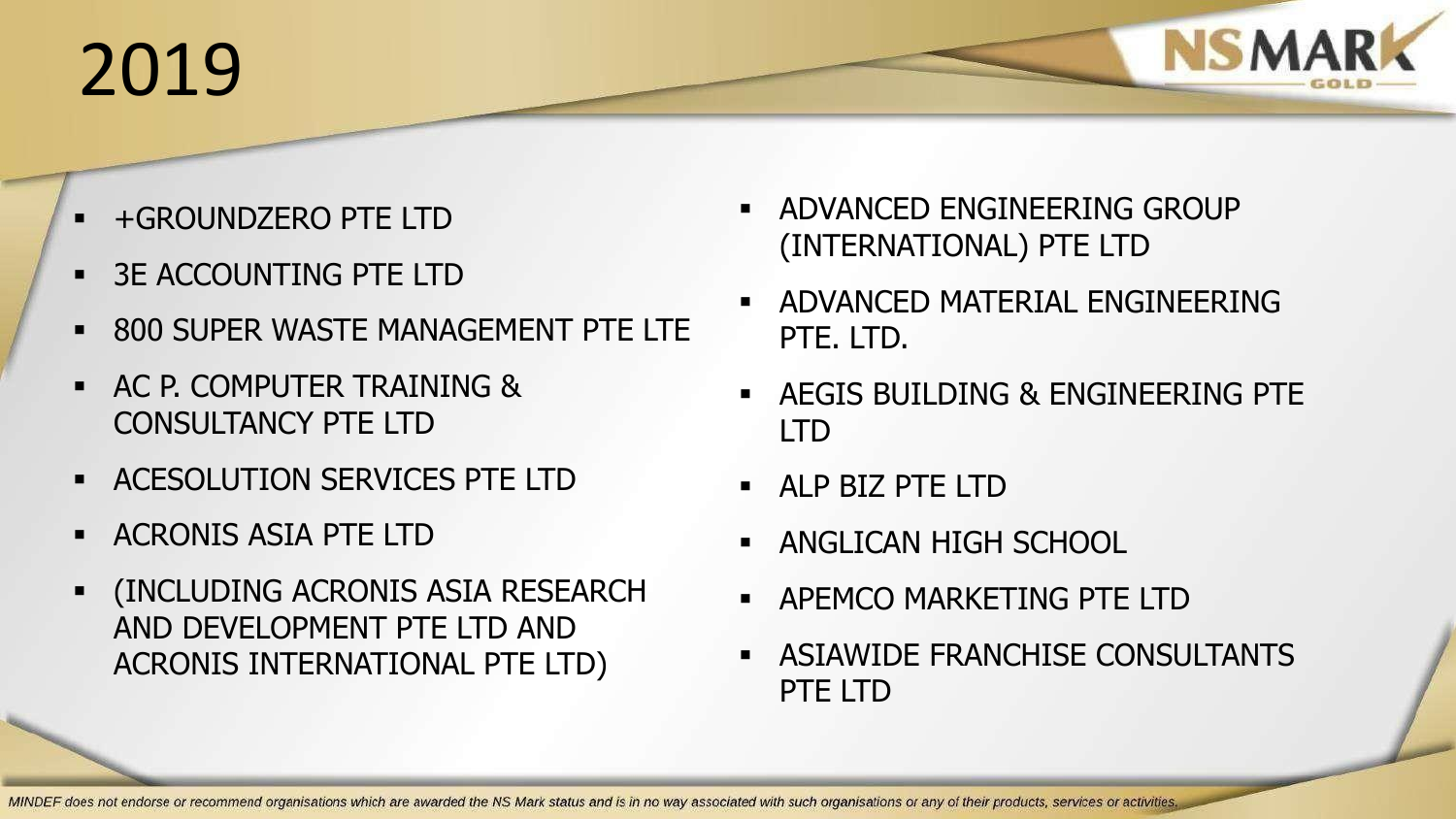# 2019

- +GROUNDZERO PTE LTD
- 3E ACCOUNTING PTE LTD
- 800 SUPER WASTE MANAGEMENT PTE LTE
- AC P. COMPUTER TRAINING & CONSULTANCY PTE LTD
- ACESOLUTION SERVICES PTE LTD
- ACRONIS ASIA PTE LTD
- (INCLUDING ACRONIS ASIA RESEARCH AND DEVELOPMENT PTE LTD AND ACRONIS INTERNATIONAL PTE LTD)
- ADVANCED ENGINEERING GROUP (INTERNATIONAL) PTE LTD
- ADVANCED MATERIAL ENGINEERING PTE. LTD.
- AEGIS BUILDING & ENGINEERING PTE LTD
- ALP BIZ PTE LTD
- ANGLICAN HIGH SCHOOL
- APEMCO MARKETING PTE LTD
- ASIAWIDE FRANCHISE CONSULTANTS PTE LTD

*MINDEF does not endorse or recommend organisations which are awarded the NS Mark status and is in no way associated with such organisations or any of their products, services or activities.*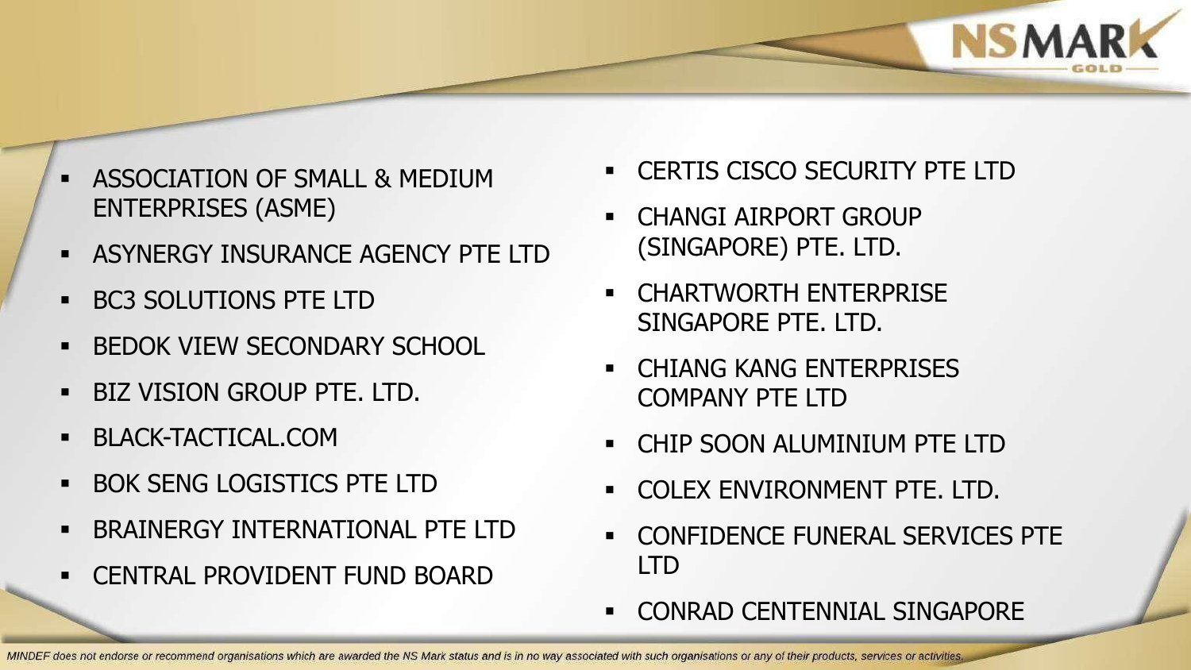- ASSOCIATION OF SMALL & MEDIUM ENTERPRISES (ASME)
- ASYNERGY INSURANCE AGENCY PTE LTD
- BC3 SOLUTIONS PTE LTD
- BEDOK VIEW SECONDARY SCHOOL
- BIZ VISION GROUP PTE. LTD.
- BLACK-TACTICAL.COM
- BOK SENG LOGISTICS PTE LTD
- BRAINERGY INTERNATIONAL PTE LTD
- CENTRAL PROVIDENT FUND BOARD
- CERTIS CISCO SECURITY PTE LTD
- CHANGI AIRPORT GROUP (SINGAPORE) PTE. LTD.
- CHARTWORTH ENTERPRISE SINGAPORE PTE. LTD.
- CHIANG KANG ENTERPRISES COMPANY PTE LTD
- CHIP SOON ALUMINIUM PTE LTD
- COLEX ENVIRONMENT PTE. LTD.
- CONFIDENCE FUNERAL SERVICES PTE LTD
- CONRAD CENTENNIAL SINGAPORE

*MINDEF does not endorse or recommend organisations which are awarded the NS Mark status and is in no way associated with such organisations or any of their products, services or activities.*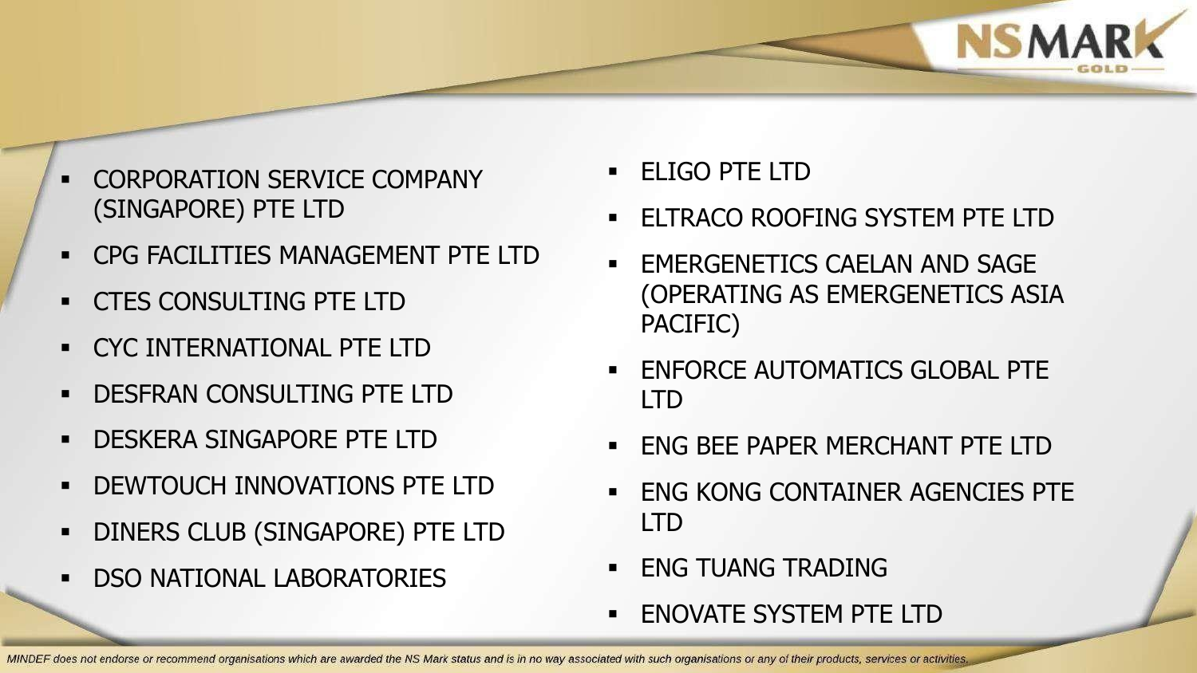- CORPORATION SERVICE COMPANY (SINGAPORE) PTE LTD
- CPG FACILITIES MANAGEMENT PTE LTD
- CTES CONSULTING PTE LTD
- CYC INTERNATIONAL PTE LTD
- DESFRAN CONSULTING PTE LTD
- DESKERA SINGAPORE PTE LTD
- DEWTOUCH INNOVATIONS PTE LTD
- DINERS CLUB (SINGAPORE) PTE LTD
- DSO NATIONAL LABORATORIES
- ELIGO PTE LTD
- ELTRACO ROOFING SYSTEM PTE LTD
- EMERGENETICS CAELAN AND SAGE (OPERATING AS EMERGENETICS ASIA PACIFIC)
- ENFORCE AUTOMATICS GLOBAL PTE LTD
- ENG BEE PAPER MERCHANT PTE LTD
- ENG KONG CONTAINER AGENCIES PTE LTD
- ENG TUANG TRADING
- ENOVATE SYSTEM PTE LTD

*MINDEF does not endorse or recommend organisations which are awarded the NS Mark status and is in no way associated with such organisations or any of their products, services or activities.*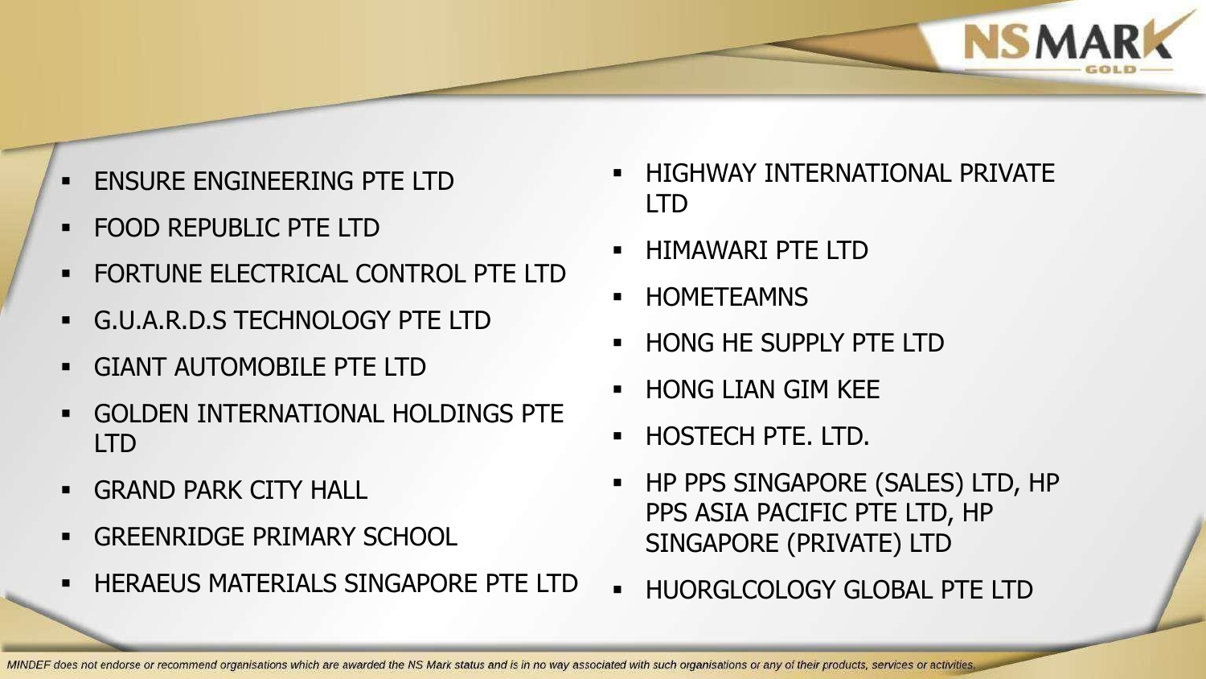- ENSURE ENGINEERING PTE LTD
- FOOD REPUBLIC PTE LTD
- FORTUNE ELECTRICAL CONTROL PTE LTD
- G.U.A.R.D.S TECHNOLOGY PTE LTD
- GIANT AUTOMOBILE PTE LTD
- GOLDEN INTERNATIONAL HOLDINGS PTE LTD
- GRAND PARK CITY HALL
- GREENRIDGE PRIMARY SCHOOL
- HERAEUS MATERIALS SINGAPORE PTE LTD
- HIGHWAY INTERNATIONAL PRIVATE LTD
- HIMAWARI PTE LTD
- HOMETEAMNS
- HONG HE SUPPLY PTE LTD
- HONG LIAN GIM KEE
- HOSTECH PTE. LTD.
- HP PPS SINGAPORE (SALES) LTD, HP PPS ASIA PACIFIC PTE LTD, HP SINGAPORE (PRIVATE) LTD
- HUORGLCOLOGY GLOBAL PTE LTD

*MINDEF does not endorse or recommend organisations which are awarded the NS Mark status and is in no way associated with such organisations or any of their products, services or activities.*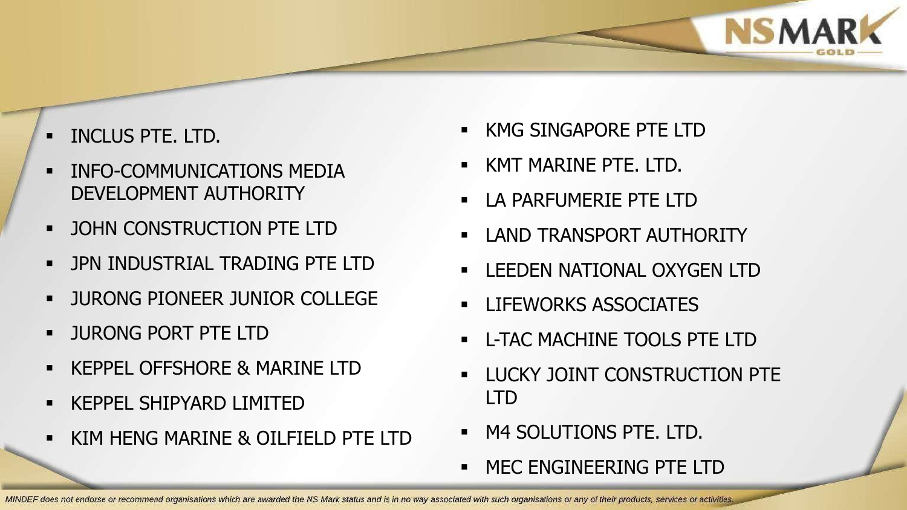- INCLUS PTE. LTD.
- INFO-COMMUNICATIONS MEDIA DEVELOPMENT AUTHORITY
- JOHN CONSTRUCTION PTE LTD
- JPN INDUSTRIAL TRADING PTE LTD
- JURONG PIONEER JUNIOR COLLEGE
- JURONG PORT PTE LTD
- KEPPEL OFFSHORE & MARINE LTD
- KEPPEL SHIPYARD LIMITED
- KIM HENG MARINE & OILFIELD PTE LTD
- KMG SINGAPORE PTE LTD
- KMT MARINE PTE. LTD.
- LA PARFUMERIE PTE LTD
- LAND TRANSPORT AUTHORITY
- LEEDEN NATIONAL OXYGEN LTD
- LIFEWORKS ASSOCIATES
- L-TAC MACHINE TOOLS PTE LTD
- LUCKY JOINT CONSTRUCTION PTE LTD
- M4 SOLUTIONS PTE. LTD.
- MEC ENGINEERING PTE LTD

*MINDEF does not endorse or recommend organisations which are awarded the NS Mark status and is in no way associated with such organisations or any of their products, services or activities.*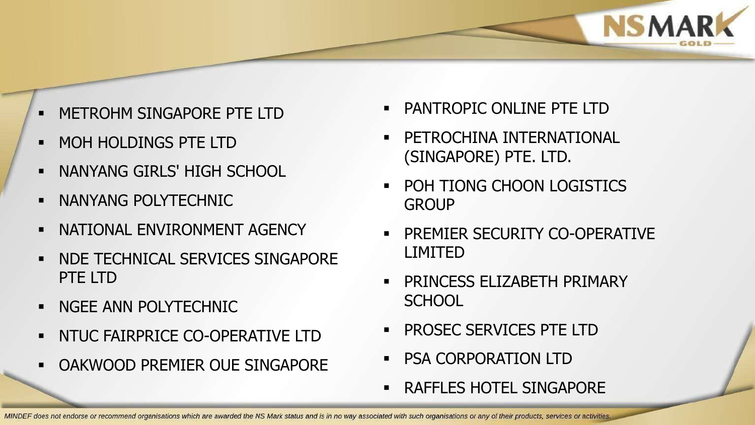- METROHM SINGAPORE PTE LTD
- MOH HOLDINGS PTE LTD
- NANYANG GIRLS' HIGH SCHOOL
- NANYANG POLYTECHNIC
- NATIONAL ENVIRONMENT AGENCY
- NDE TECHNICAL SERVICES SINGAPORE PTE LTD
- NGEE ANN POLYTECHNIC
- NTUC FAIRPRICE CO-OPERATIVE LTD
- OAKWOOD PREMIER OUE SINGAPORE
- PANTROPIC ONLINE PTE LTD
- PETROCHINA INTERNATIONAL (SINGAPORE) PTE. LTD.
- POH TIONG CHOON LOGISTICS GROUP
- PREMIER SECURITY CO-OPERATIVE LIMITED
- PRINCESS ELIZABETH PRIMARY SCHOOL
- PROSEC SERVICES PTE LTD
- PSA CORPORATION LTD
- RAFFLES HOTEL SINGAPORE

*MINDEF does not endorse or recommend organisations which are awarded the NS Mark status and is in no way associated with such organisations or any of their products, services or activities.*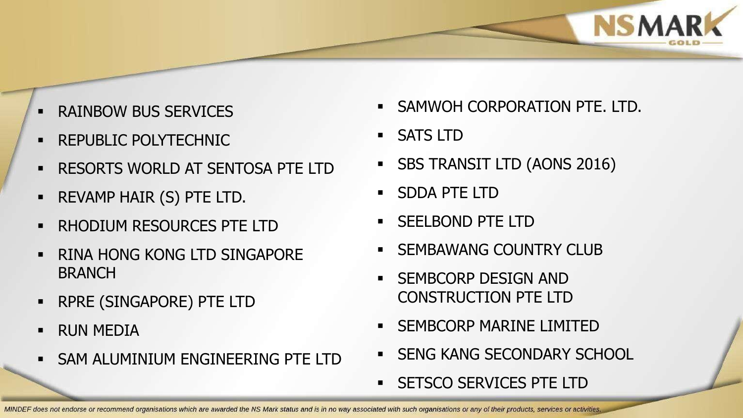- RAINBOW BUS SERVICES
- REPUBLIC POLYTECHNIC
- RESORTS WORLD AT SENTOSA PTE LTD
- REVAMP HAIR (S) PTE LTD.
- RHODIUM RESOURCES PTE LTD
- RINA HONG KONG LTD SINGAPORE BRANCH
- RPRE (SINGAPORE) PTE LTD
- RUN MEDIA
- SAM ALUMINIUM ENGINEERING PTE LTD
- SAMWOH CORPORATION PTE. LTD.
- SATS LTD
- SBS TRANSIT LTD (AONS 2016)
- SDDA PTE LTD
- SEELBOND PTE LTD
- SEMBAWANG COUNTRY CLUB
- SEMBCORP DESIGN AND CONSTRUCTION PTE LTD
- SEMBCORP MARINE LIMITED
- SENG KANG SECONDARY SCHOOL
- SETSCO SERVICES PTE LTD

*MINDEF does not endorse or recommend organisations which are awarded the NS Mark status and is in no way associated with such organisations or any of their products, services or activities.*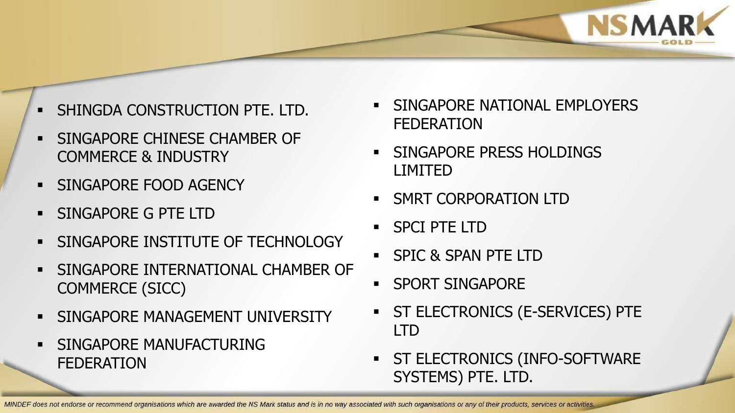- SHINGDA CONSTRUCTION PTE. LTD.
- SINGAPORE CHINESE CHAMBER OF COMMERCE & INDUSTRY
- SINGAPORE FOOD AGENCY
- SINGAPORE G PTE LTD
- SINGAPORE INSTITUTE OF TECHNOLOGY
- SINGAPORE INTERNATIONAL CHAMBER OF COMMERCE (SICC)
- SINGAPORE MANAGEMENT UNIVERSITY
- SINGAPORE MANUFACTURING FEDERATION
- SINGAPORE NATIONAL EMPLOYERS FEDERATION
- SINGAPORE PRESS HOLDINGS LIMITED
- SMRT CORPORATION LTD
- SPCI PTE LTD
- SPIC & SPAN PTE LTD
- SPORT SINGAPORE
- ST ELECTRONICS (E-SERVICES) PTE LTD
- ST ELECTRONICS (INFO-SOFTWARE SYSTEMS) PTE. LTD.

*MINDEF does not endorse or recommend organisations which are awarded the NS Mark status and is in no way associated with such organisations or any of their products, services or activities.*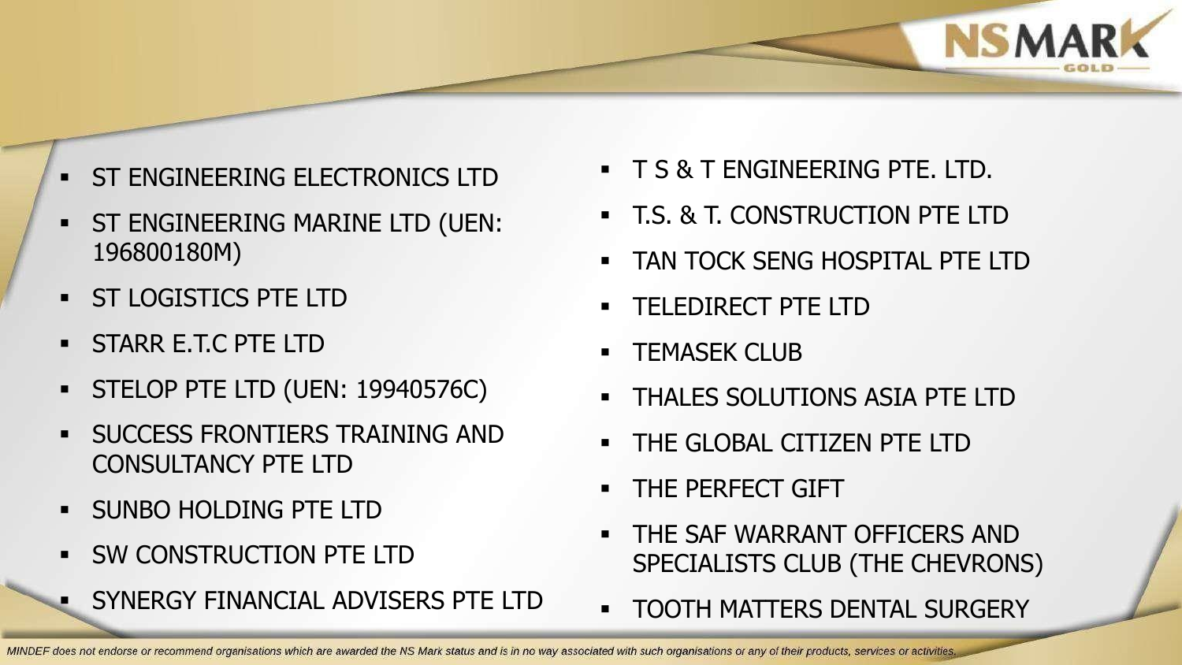- ST ENGINEERING ELECTRONICS LTD
- ST ENGINEERING MARINE LTD (UEN: 196800180M)
- ST LOGISTICS PTE LTD
- STARR E.T.C PTE LTD
- STELOP PTE LTD (UEN: 19940576C)
- SUCCESS FRONTIERS TRAINING AND CONSULTANCY PTE LTD
- SUNBO HOLDING PTE LTD
- SW CONSTRUCTION PTE LTD
- SYNERGY FINANCIAL ADVISERS PTE LTD
- T S & T ENGINEERING PTE. LTD.
- T.S. & T. CONSTRUCTION PTE LTD
- TAN TOCK SENG HOSPITAL PTE LTD
- TELEDIRECT PTE LTD
- TEMASEK CLUB
- THALES SOLUTIONS ASIA PTE LTD
- THE GLOBAL CITIZEN PTE LTD
- THE PERFECT GIFT
- THE SAF WARRANT OFFICERS AND SPECIALISTS CLUB (THE CHEVRONS)
- TOOTH MATTERS DENTAL SURGERY

*MINDEF does not endorse or recommend organisations which are awarded the NS Mark status and is in no way associated with such organisations or any of their products, services or activities.*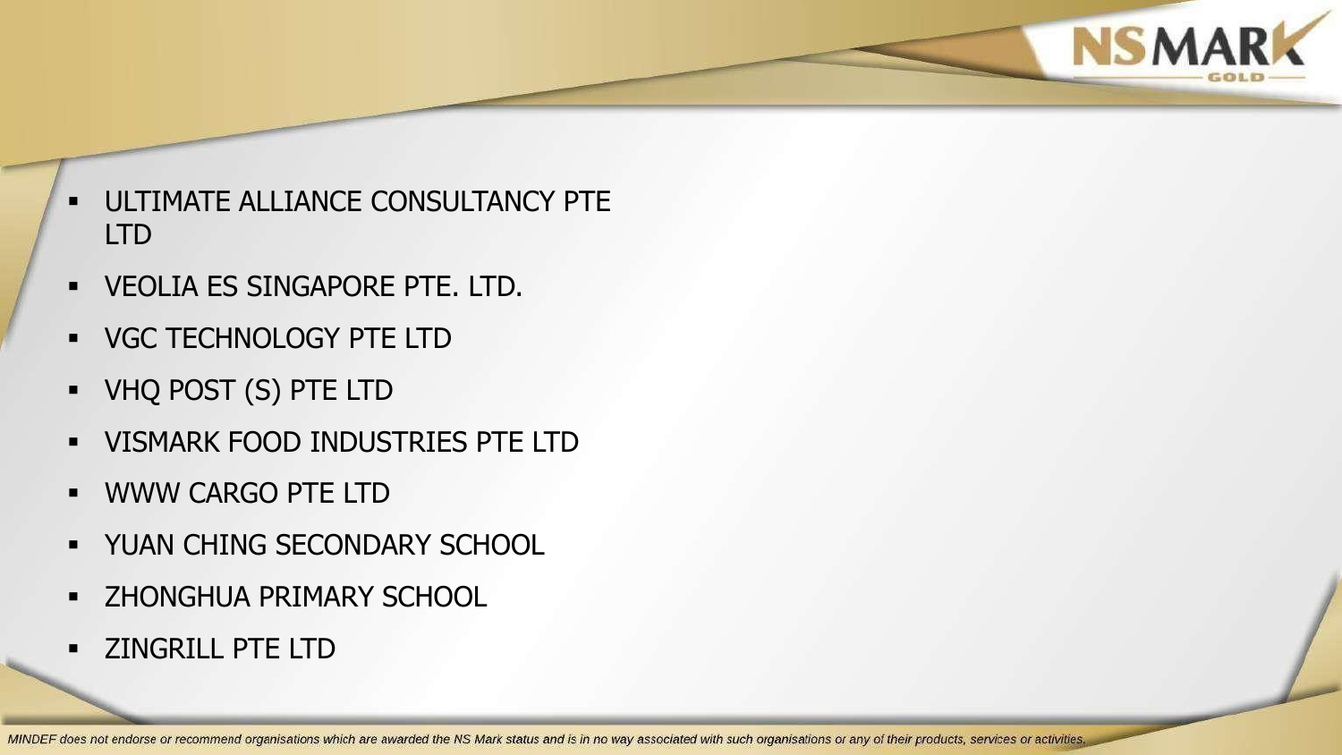- ULTIMATE ALLIANCE CONSULTANCY PTE LTD
- VEOLIA ES SINGAPORE PTE. LTD.
- VGC TECHNOLOGY PTE LTD
- VHQ POST (S) PTE LTD
- VISMARK FOOD INDUSTRIES PTE LTD
- WWW CARGO PTE LTD
- YUAN CHING SECONDARY SCHOOL
- ZHONGHUA PRIMARY SCHOOL
- ZINGRILL PTE LTD

*MINDEF does not endorse or recommend organisations which are awarded the NS Mark status and is in no way associated with such organisations or any of their products, services or activities.*